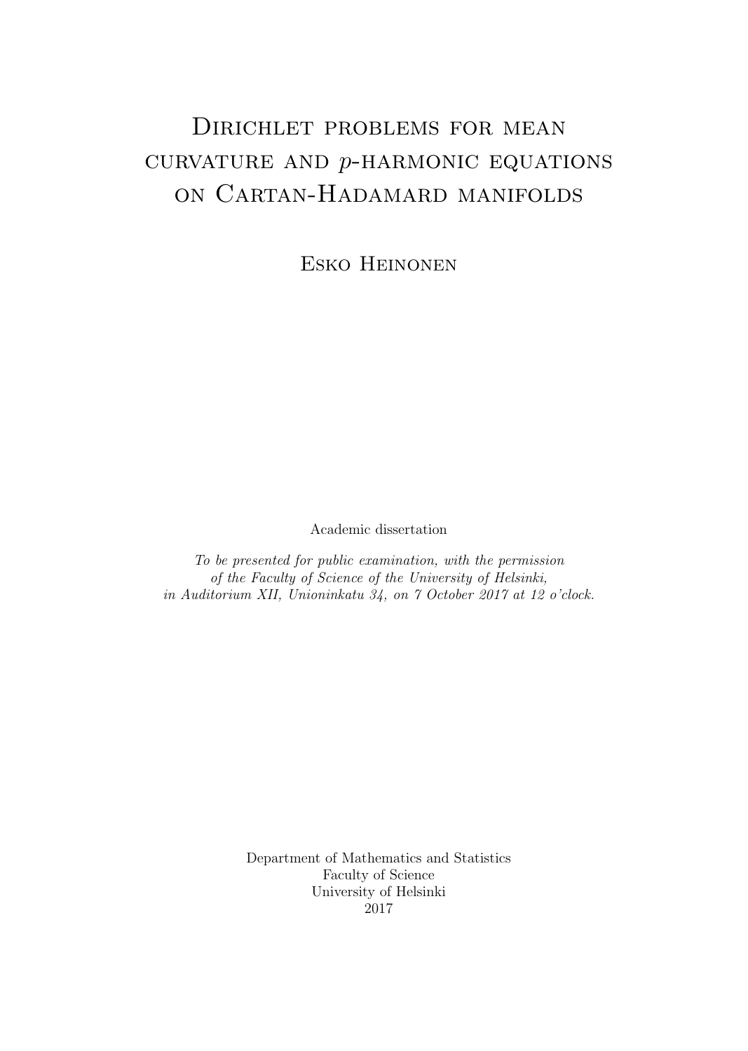# Dirichlet problems for mean curvature and $p$-harmonic equations on Cartan-Hadamard manifolds

Esko Heinonen

Academic dissertation

*To be presented for public examination, with the permission of the Faculty of Science of the University of Helsinki, in Auditorium XII, Unioninkatu 34, on 7 October 2017 at 12 o'clock.*

Department of Mathematics and Statistics
Faculty of Science
University of Helsinki
2017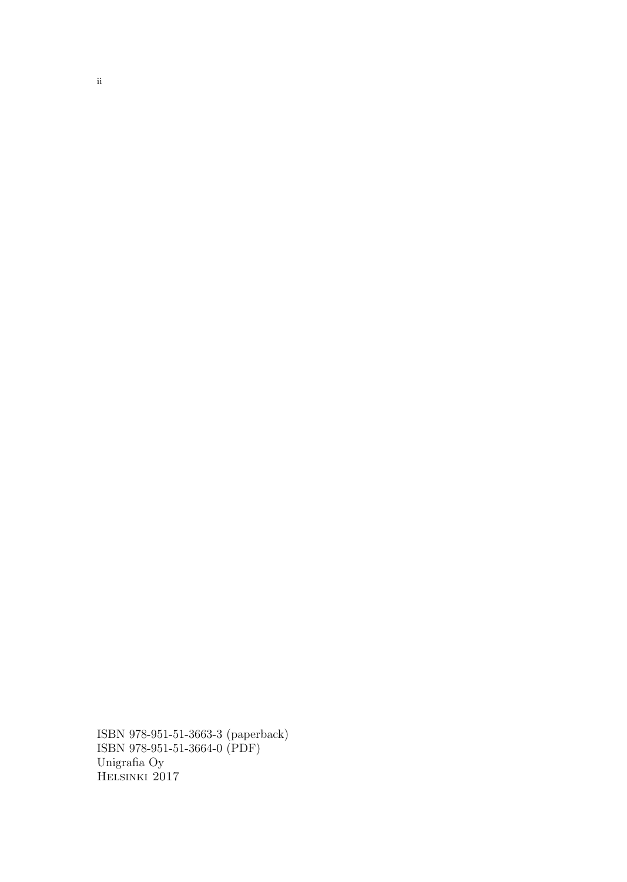ISBN 978-951-51-3663-3 (paperback)
ISBN 978-951-51-3664-0 (PDF)
Unigrafia Oy
Helsinki 2017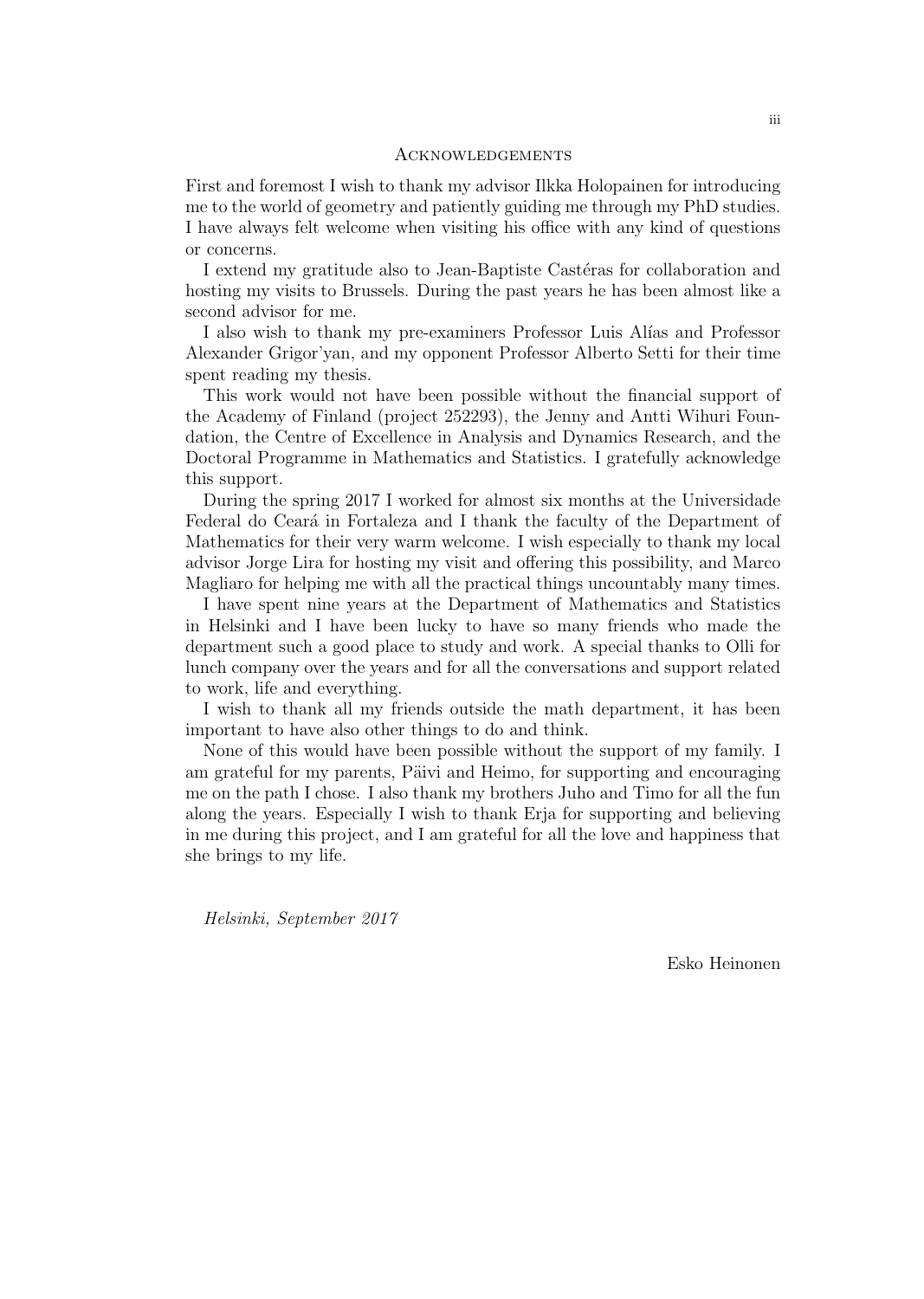## Acknowledgements

First and foremost I wish to thank my advisor Ilkka Holopainen for introducing me to the world of geometry and patiently guiding me through my PhD studies. I have always felt welcome when visiting his office with any kind of questions or concerns.

I extend my gratitude also to Jean-Baptiste Castéras for collaboration and hosting my visits to Brussels. During the past years he has been almost like a second advisor for me.

I also wish to thank my pre-examiners Professor Luis Alías and Professor Alexander Grigor'yan, and my opponent Professor Alberto Setti for their time spent reading my thesis.

This work would not have been possible without the financial support of the Academy of Finland (project 252293), the Jenny and Antti Wihuri Foundation, the Centre of Excellence in Analysis and Dynamics Research, and the Doctoral Programme in Mathematics and Statistics. I gratefully acknowledge this support.

During the spring 2017 I worked for almost six months at the Universidade Federal do Ceará in Fortaleza and I thank the faculty of the Department of Mathematics for their very warm welcome. I wish especially to thank my local advisor Jorge Lira for hosting my visit and offering this possibility, and Marco Magliaro for helping me with all the practical things uncountably many times.

I have spent nine years at the Department of Mathematics and Statistics in Helsinki and I have been lucky to have so many friends who made the department such a good place to study and work. A special thanks to Olli for lunch company over the years and for all the conversations and support related to work, life and everything.

I wish to thank all my friends outside the math department, it has been important to have also other things to do and think.

None of this would have been possible without the support of my family. I am grateful for my parents, Päivi and Heimo, for supporting and encouraging me on the path I chose. I also thank my brothers Juho and Timo for all the fun along the years. Especially I wish to thank Erja for supporting and believing in me during this project, and I am grateful for all the love and happiness that she brings to my life.

*Helsinki, September 2017*

Esko Heinonen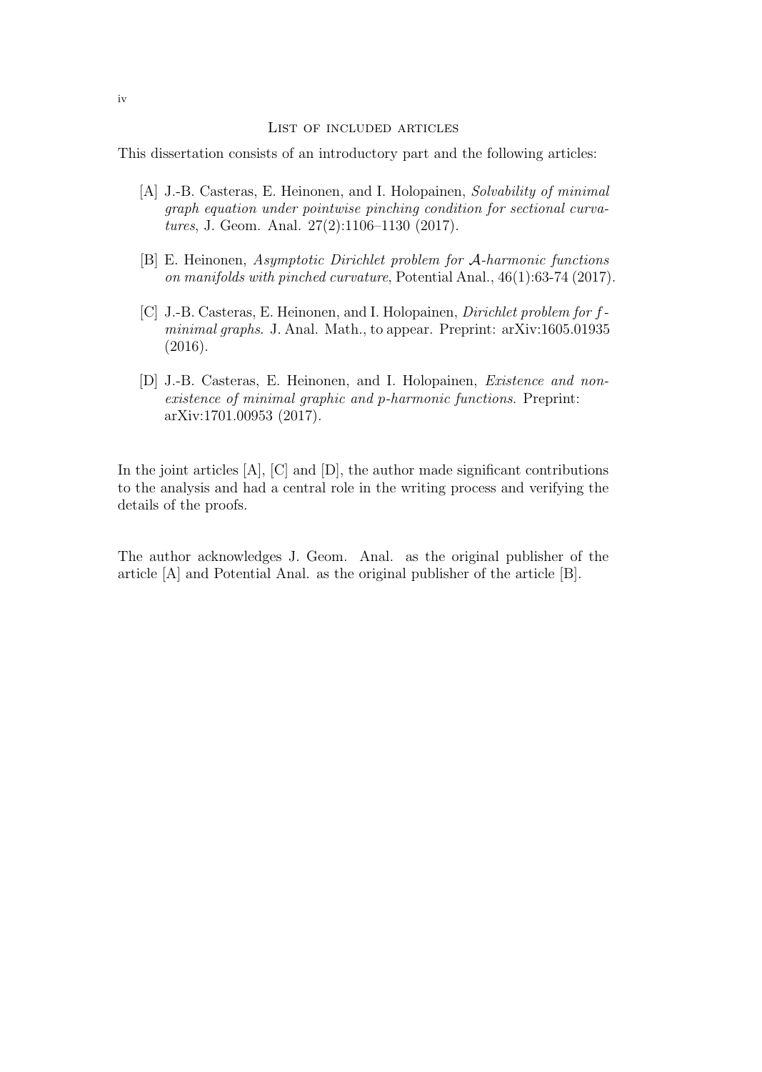## List of included articles

This dissertation consists of an introductory part and the following articles:

- [A] J.-B. Casteras, E. Heinonen, and I. Holopainen, *Solvability of minimal graph equation under pointwise pinching condition for sectional curvatures*, J. Geom. Anal. 27(2):1106–1130 (2017).
- [B] E. Heinonen, *Asymptotic Dirichlet problem for $\mathcal{A}$-harmonic functions on manifolds with pinched curvature*, Potential Anal., 46(1):63-74 (2017).
- [C] J.-B. Casteras, E. Heinonen, and I. Holopainen, *Dirichlet problem for $f$-minimal graphs*. J. Anal. Math., to appear. Preprint: arXiv:1605.01935 (2016).
- [D] J.-B. Casteras, E. Heinonen, and I. Holopainen, *Existence and non-existence of minimal graphic and $p$-harmonic functions*. Preprint: arXiv:1701.00953 (2017).

In the joint articles [A], [C] and [D], the author made significant contributions to the analysis and had a central role in the writing process and verifying the details of the proofs.

The author acknowledges J. Geom. Anal. as the original publisher of the article [A] and Potential Anal. as the original publisher of the article [B].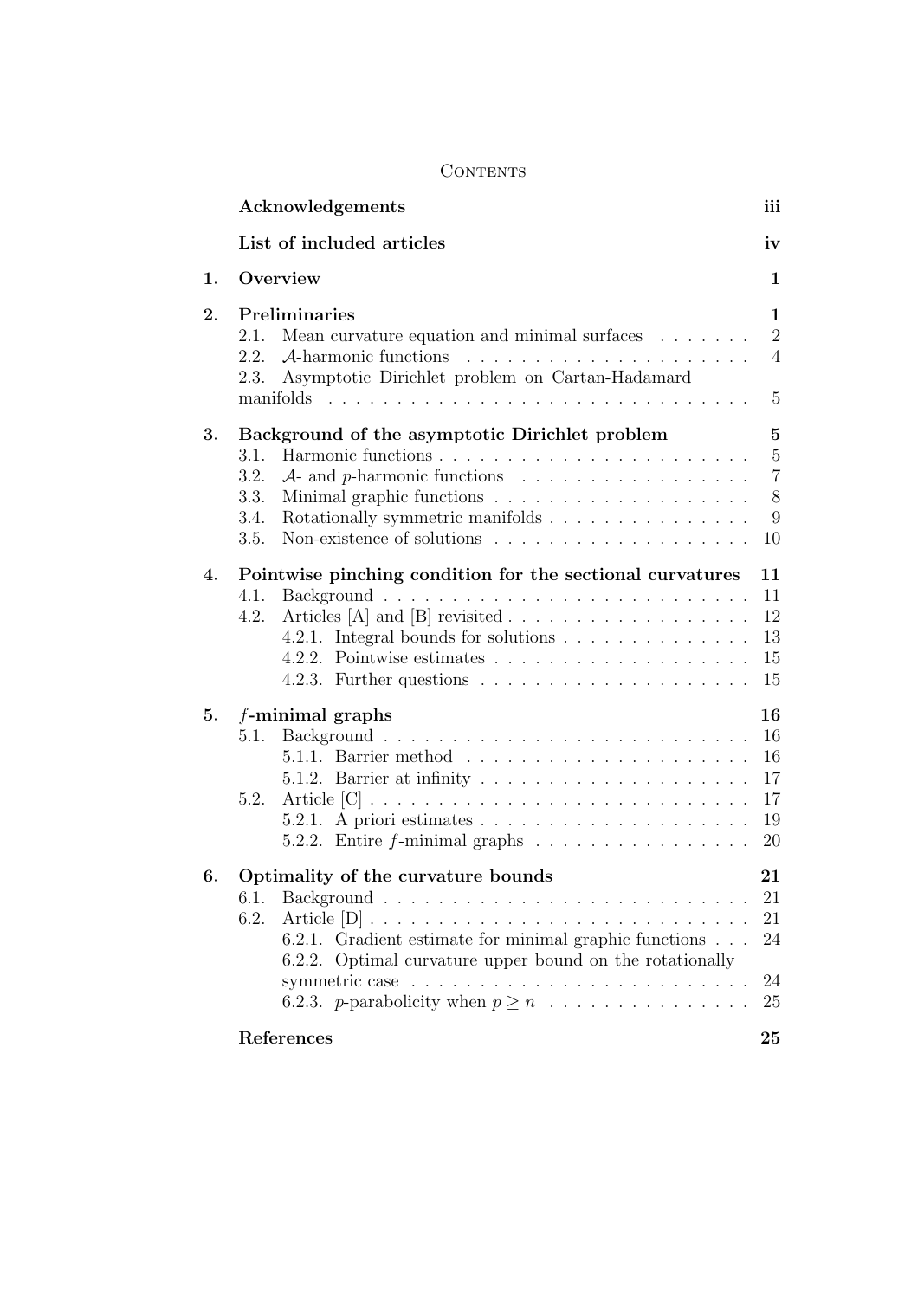# Contents

| | | |
|---|---|---|
| | **Acknowledgements** | **iii** |
| | **List of included articles** | **iv** |
| **1.** | **Overview** | **1** |
| **2.** | **Preliminaries** | **1** |
| | 2.1. Mean curvature equation and minimal surfaces | 2 |
| | 2.2. $\mathcal{A}$-harmonic functions | 4 |
| | 2.3. Asymptotic Dirichlet problem on Cartan-Hadamard manifolds | 5 |
| **3.** | **Background of the asymptotic Dirichlet problem** | **5** |
| | 3.1. Harmonic functions | 5 |
| | 3.2. $\mathcal{A}$- and $p$-harmonic functions | 7 |
| | 3.3. Minimal graphic functions | 8 |
| | 3.4. Rotationally symmetric manifolds | 9 |
| | 3.5. Non-existence of solutions | 10 |
| **4.** | **Pointwise pinching condition for the sectional curvatures** | **11** |
| | 4.1. Background | 11 |
| | 4.2. Articles [A] and [B] revisited | 12 |
| | 4.2.1. Integral bounds for solutions | 13 |
| | 4.2.2. Pointwise estimates | 15 |
| | 4.2.3. Further questions | 15 |
| **5.** | **$f$-minimal graphs** | **16** |
| | 5.1. Background | 16 |
| | 5.1.1. Barrier method | 16 |
| | 5.1.2. Barrier at infinity | 17 |
| | 5.2. Article [C] | 17 |
| | 5.2.1. A priori estimates | 19 |
| | 5.2.2. Entire $f$-minimal graphs | 20 |
| **6.** | **Optimality of the curvature bounds** | **21** |
| | 6.1. Background | 21 |
| | 6.2. Article [D] | 21 |
| | 6.2.1. Gradient estimate for minimal graphic functions | 24 |
| | 6.2.2. Optimal curvature upper bound on the rotationally symmetric case | 24 |
| | 6.2.3. $p$-parabolicity when $p \geq n$ | 25 |
| | **References** | **25** |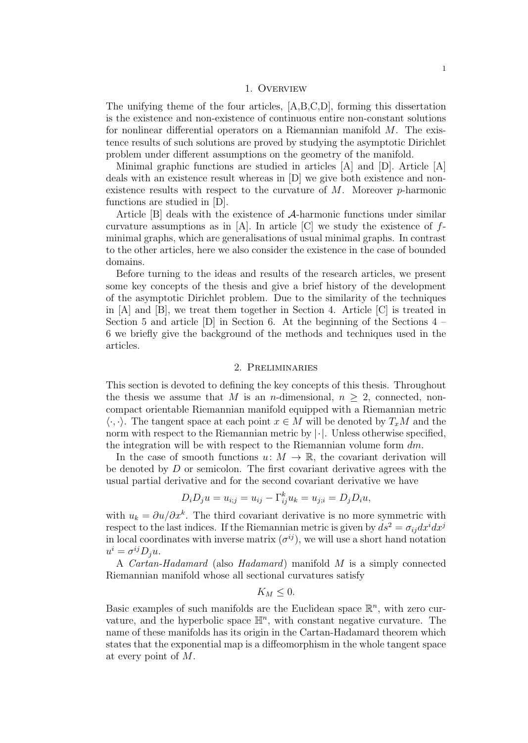## 1. Overview

The unifying theme of the four articles, [A,B,C,D], forming this dissertation is the existence and non-existence of continuous entire non-constant solutions for nonlinear differential operators on a Riemannian manifold $M$. The existence results of such solutions are proved by studying the asymptotic Dirichlet problem under different assumptions on the geometry of the manifold.

Minimal graphic functions are studied in articles [A] and [D]. Article [A] deals with an existence result whereas in [D] we give both existence and non-existence results with respect to the curvature of $M$. Moreover $p$-harmonic functions are studied in [D].

Article [B] deals with the existence of $\mathcal{A}$-harmonic functions under similar curvature assumptions as in [A]. In article [C] we study the existence of $f$-minimal graphs, which are generalisations of usual minimal graphs. In contrast to the other articles, here we also consider the existence in the case of bounded domains.

Before turning to the ideas and results of the research articles, we present some key concepts of the thesis and give a brief history of the development of the asymptotic Dirichlet problem. Due to the similarity of the techniques in [A] and [B], we treat them together in Section 4. Article [C] is treated in Section 5 and article [D] in Section 6. At the beginning of the Sections 4 – 6 we briefly give the background of the methods and techniques used in the articles.

## 2. Preliminaries

This section is devoted to defining the key concepts of this thesis. Throughout the thesis we assume that $M$ is an $n$-dimensional, $n \geq 2$, connected, non-compact orientable Riemannian manifold equipped with a Riemannian metric $\langle \cdot, \cdot \rangle$. The tangent space at each point $x \in M$ will be denoted by $T_xM$ and the norm with respect to the Riemannian metric by $|\cdot|$. Unless otherwise specified, the integration will be with respect to the Riemannian volume form $dm$.

In the case of smooth functions $u \colon M \to \mathbb{R}$, the covariant derivation will be denoted by $D$ or semicolon. The first covariant derivative agrees with the usual partial derivative and for the second covariant derivative we have

$$D_i D_j u = u_{i;j} = u_{ij} - \Gamma_{ij}^k u_k = u_{j;i} = D_j D_i u,$$

with $u_k = \partial u / \partial x^k$. The third covariant derivative is no more symmetric with respect to the last indices. If the Riemannian metric is given by $ds^2 = \sigma_{ij} dx^i dx^j$ in local coordinates with inverse matrix $(\sigma^{ij})$, we will use a short hand notation $u^i = \sigma^{ij} D_j u$.

A *Cartan-Hadamard* (also *Hadamard*) manifold $M$ is a simply connected Riemannian manifold whose all sectional curvatures satisfy

$$K_M \leq 0.$$

Basic examples of such manifolds are the Euclidean space $\mathbb{R}^n$, with zero curvature, and the hyperbolic space $\mathbb{H}^n$, with constant negative curvature. The name of these manifolds has its origin in the Cartan-Hadamard theorem which states that the exponential map is a diffeomorphism in the whole tangent space at every point of $M$.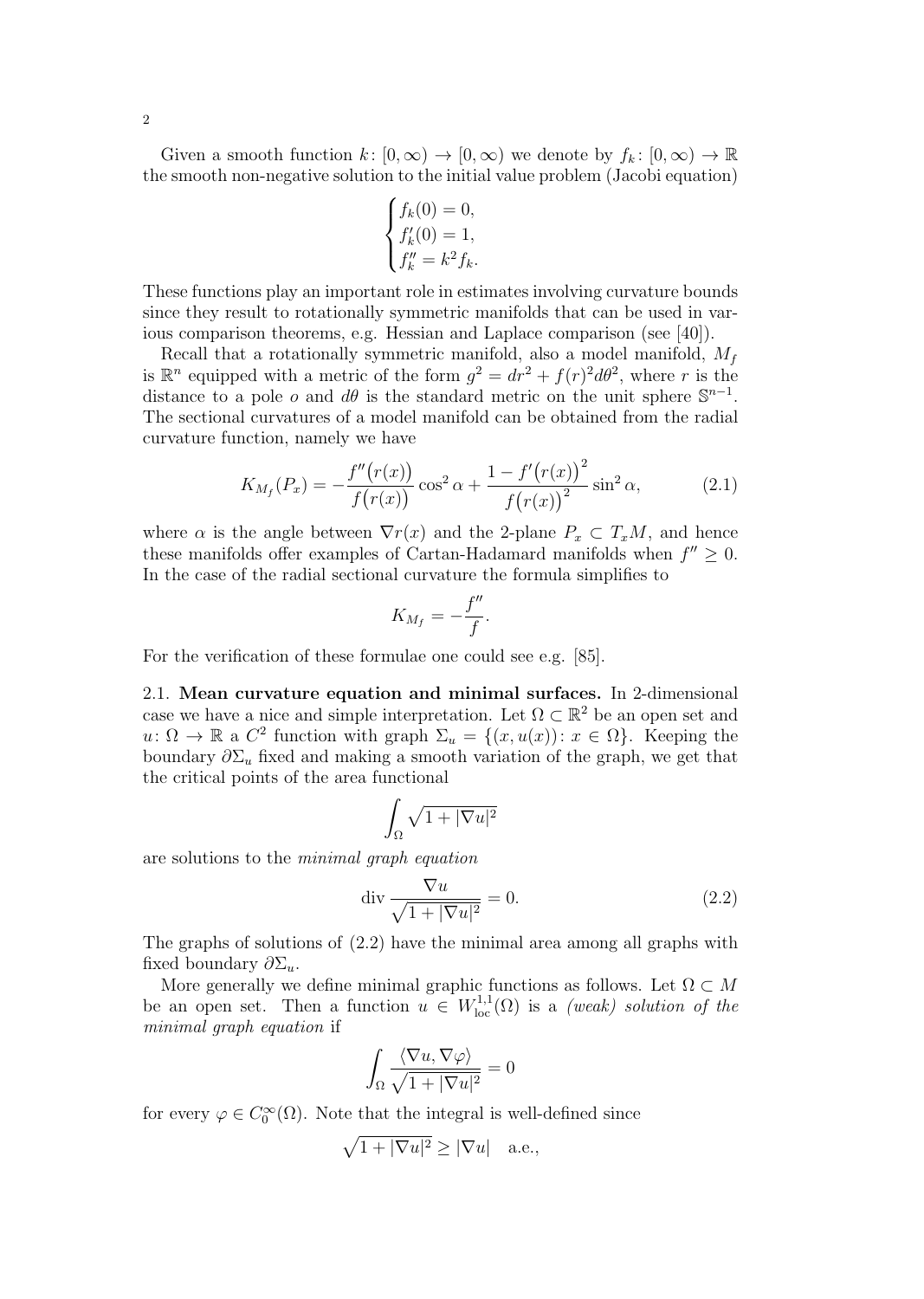Given a smooth function $k\colon [0,\infty) \to [0,\infty)$ we denote by $f_k\colon [0,\infty) \to \mathbb{R}$ the smooth non-negative solution to the initial value problem (Jacobi equation)

$$
\begin{cases}
f_k(0) = 0, \\
f_k'(0) = 1, \\
f_k'' = k^2 f_k.
\end{cases}
$$

These functions play an important role in estimates involving curvature bounds since they result to rotationally symmetric manifolds that can be used in various comparison theorems, e.g. Hessian and Laplace comparison (see [40]).

Recall that a rotationally symmetric manifold, also a model manifold, $M_f$ is $\mathbb{R}^n$ equipped with a metric of the form $g^2 = dr^2 + f(r)^2 d\theta^2$, where $r$ is the distance to a pole $o$ and $d\theta$ is the standard metric on the unit sphere $\mathbb{S}^{n-1}$. The sectional curvatures of a model manifold can be obtained from the radial curvature function, namely we have

$$
K_{M_f}(P_x) = -\frac{f''\big(r(x)\big)}{f\big(r(x)\big)} \cos^2 \alpha + \frac{1 - f'\big(r(x)\big)^2}{f\big(r(x)\big)^2} \sin^2 \alpha, \tag{2.1}
$$

where $\alpha$ is the angle between $\nabla r(x)$ and the 2-plane $P_x \subset T_x M$, and hence these manifolds offer examples of Cartan-Hadamard manifolds when $f'' \geq 0$. In the case of the radial sectional curvature the formula simplifies to

$$
K_{M_f} = -\frac{f''}{f}.
$$

For the verification of these formulae one could see e.g. [85].

**2.1. Mean curvature equation and minimal surfaces.** In 2-dimensional case we have a nice and simple interpretation. Let $\Omega \subset \mathbb{R}^2$ be an open set and $u\colon \Omega \to \mathbb{R}$ a $C^2$ function with graph $\Sigma_u = \{(x, u(x)) \colon x \in \Omega\}$. Keeping the boundary $\partial \Sigma_u$ fixed and making a smooth variation of the graph, we get that the critical points of the area functional

$$
\int_\Omega \sqrt{1 + |\nabla u|^2}
$$

are solutions to the *minimal graph equation*

$$
\operatorname{div} \frac{\nabla u}{\sqrt{1 + |\nabla u|^2}} = 0. \tag{2.2}
$$

The graphs of solutions of (2.2) have the minimal area among all graphs with fixed boundary $\partial \Sigma_u$.

More generally we define minimal graphic functions as follows. Let $\Omega \subset M$ be an open set. Then a function $u \in W^{1,1}_{\mathrm{loc}}(\Omega)$ is a *(weak) solution of the minimal graph equation* if

$$
\int_\Omega \frac{\langle \nabla u, \nabla \varphi \rangle}{\sqrt{1 + |\nabla u|^2}} = 0
$$

for every $\varphi \in C_0^\infty(\Omega)$. Note that the integral is well-defined since

$$
\sqrt{1 + |\nabla u|^2} \geq |\nabla u| \quad \text{a.e.},
$$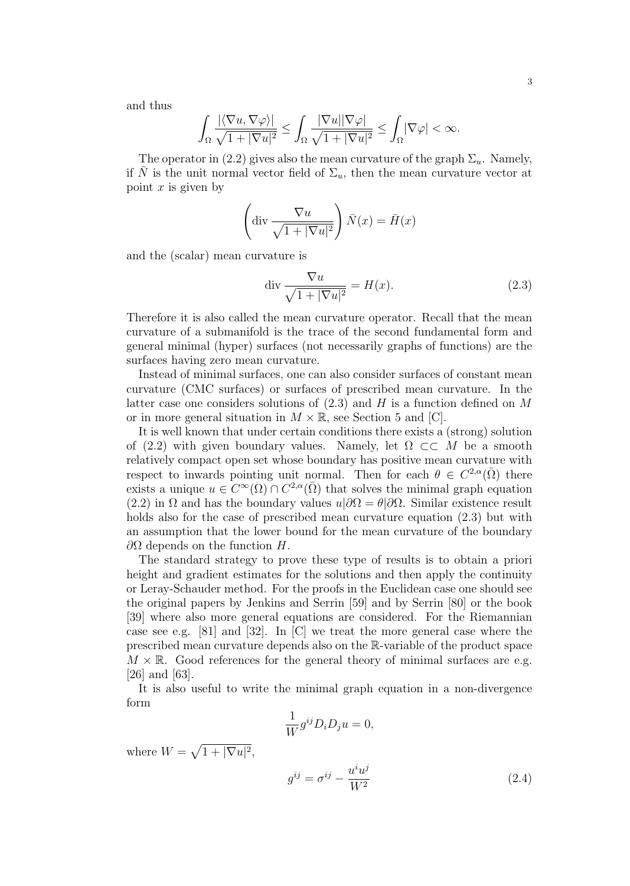and thus

$$\int_\Omega \frac{|\langle \nabla u, \nabla \varphi\rangle|}{\sqrt{1+|\nabla u|^2}} \le \int_\Omega \frac{|\nabla u||\nabla \varphi|}{\sqrt{1+|\nabla u|^2}} \le \int_\Omega |\nabla \varphi| < \infty.$$

The operator in (2.2) gives also the mean curvature of the graph $\Sigma_u$. Namely, if $\bar{N}$ is the unit normal vector field of $\Sigma_u$, then the mean curvature vector at point $x$ is given by

$$\left(\operatorname{div} \frac{\nabla u}{\sqrt{1+|\nabla u|^2}}\right) \bar{N}(x) = \bar{H}(x)$$

and the (scalar) mean curvature is

$$\operatorname{div} \frac{\nabla u}{\sqrt{1+|\nabla u|^2}} = H(x). \tag{2.3}$$

Therefore it is also called the mean curvature operator. Recall that the mean curvature of a submanifold is the trace of the second fundamental form and general minimal (hyper) surfaces (not necessarily graphs of functions) are the surfaces having zero mean curvature.

Instead of minimal surfaces, one can also consider surfaces of constant mean curvature (CMC surfaces) or surfaces of prescribed mean curvature. In the latter case one considers solutions of (2.3) and $H$ is a function defined on $M$ or in more general situation in $M \times \mathbb{R}$, see Section 5 and [C].

It is well known that under certain conditions there exists a (strong) solution of (2.2) with given boundary values. Namely, let $\Omega \subset\subset M$ be a smooth relatively compact open set whose boundary has positive mean curvature with respect to inwards pointing unit normal. Then for each $\theta \in C^{2,\alpha}(\bar{\Omega})$ there exists a unique $u \in C^\infty(\Omega) \cap C^{2,\alpha}(\bar{\Omega})$ that solves the minimal graph equation (2.2) in $\Omega$ and has the boundary values $u|\partial\Omega = \theta|\partial\Omega$. Similar existence result holds also for the case of prescribed mean curvature equation (2.3) but with an assumption that the lower bound for the mean curvature of the boundary $\partial\Omega$ depends on the function $H$.

The standard strategy to prove these type of results is to obtain a priori height and gradient estimates for the solutions and then apply the continuity or Leray-Schauder method. For the proofs in the Euclidean case one should see the original papers by Jenkins and Serrin [59] and by Serrin [80] or the book [39] where also more general equations are considered. For the Riemannian case see e.g. [81] and [32]. In [C] we treat the more general case where the prescribed mean curvature depends also on the $\mathbb{R}$-variable of the product space $M \times \mathbb{R}$. Good references for the general theory of minimal surfaces are e.g. [26] and [63].

It is also useful to write the minimal graph equation in a non-divergence form

$$\frac{1}{W} g^{ij} D_i D_j u = 0,$$

where $W = \sqrt{1+|\nabla u|^2}$,

$$g^{ij} = \sigma^{ij} - \frac{u^i u^j}{W^2} \tag{2.4}$$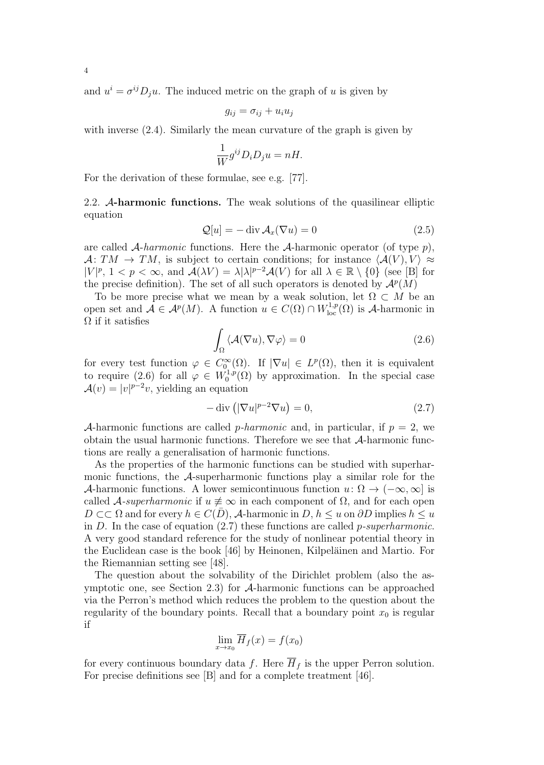and $u^i = \sigma^{ij} D_j u$. The induced metric on the graph of $u$ is given by

$$g_{ij} = \sigma_{ij} + u_i u_j$$

with inverse (2.4). Similarly the mean curvature of the graph is given by

$$\frac{1}{W} g^{ij} D_i D_j u = nH.$$

For the derivation of these formulae, see e.g. [77].

2.2. **$\mathcal{A}$-harmonic functions.** The weak solutions of the quasilinear elliptic equation

$$\mathcal{Q}[u] = -\operatorname{div} \mathcal{A}_x(\nabla u) = 0 \tag{2.5}$$

are called *$\mathcal{A}$-harmonic* functions. Here the $\mathcal{A}$-harmonic operator (of type $p$), $\mathcal{A}\colon TM \to TM$, is subject to certain conditions; for instance $\langle \mathcal{A}(V), V \rangle \approx |V|^p$, $1 < p < \infty$, and $\mathcal{A}(\lambda V) = \lambda |\lambda|^{p-2} \mathcal{A}(V)$ for all $\lambda \in \mathbb{R} \setminus \{0\}$ (see [B] for the precise definition). The set of all such operators is denoted by $\mathcal{A}^p(M)$

To be more precise what we mean by a weak solution, let $\Omega \subset M$ be an open set and $\mathcal{A} \in \mathcal{A}^p(M)$. A function $u \in C(\Omega) \cap W^{1,p}_{\text{loc}}(\Omega)$ is $\mathcal{A}$-harmonic in $\Omega$ if it satisfies

$$\int_\Omega \langle \mathcal{A}(\nabla u), \nabla \varphi \rangle = 0 \tag{2.6}$$

for every test function $\varphi \in C_0^\infty(\Omega)$. If $|\nabla u| \in L^p(\Omega)$, then it is equivalent to require (2.6) for all $\varphi \in W_0^{1,p}(\Omega)$ by approximation. In the special case $\mathcal{A}(v) = |v|^{p-2} v$, yielding an equation

$$-\operatorname{div}\left(|\nabla u|^{p-2} \nabla u\right) = 0, \tag{2.7}$$

$\mathcal{A}$-harmonic functions are called *$p$-harmonic* and, in particular, if $p = 2$, we obtain the usual harmonic functions. Therefore we see that $\mathcal{A}$-harmonic functions are really a generalisation of harmonic functions.

As the properties of the harmonic functions can be studied with superharmonic functions, the $\mathcal{A}$-superharmonic functions play a similar role for the $\mathcal{A}$-harmonic functions. A lower semicontinuous function $u\colon \Omega \to (-\infty, \infty]$ is called *$\mathcal{A}$-superharmonic* if $u \not\equiv \infty$ in each component of $\Omega$, and for each open $D \subset\subset \Omega$ and for every $h \in C(\bar{D})$, $\mathcal{A}$-harmonic in $D$, $h \le u$ on $\partial D$ implies $h \le u$ in $D$. In the case of equation (2.7) these functions are called *$p$-superharmonic*. A very good standard reference for the study of nonlinear potential theory in the Euclidean case is the book [46] by Heinonen, Kilpeläinen and Martio. For the Riemannian setting see [48].

The question about the solvability of the Dirichlet problem (also the asymptotic one, see Section 2.3) for $\mathcal{A}$-harmonic functions can be approached via the Perron's method which reduces the problem to the question about the regularity of the boundary points. Recall that a boundary point $x_0$ is regular if

$$\lim_{x \to x_0} \overline{H}_f(x) = f(x_0)$$

for every continuous boundary data $f$. Here $\overline{H}_f$ is the upper Perron solution. For precise definitions see [B] and for a complete treatment [46].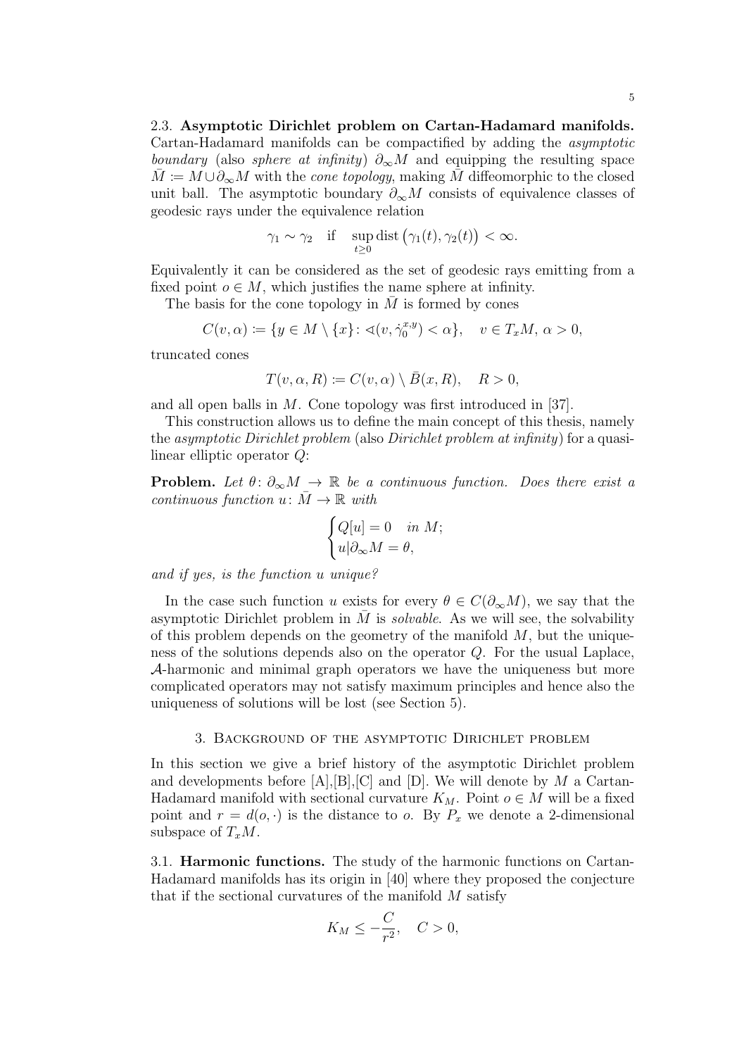**2.3. Asymptotic Dirichlet problem on Cartan-Hadamard manifolds.** Cartan-Hadamard manifolds can be compactified by adding the *asymptotic boundary* (also *sphere at infinity*) $\partial_\infty M$ and equipping the resulting space $\bar{M} := M \cup \partial_\infty M$ with the *cone topology*, making $\bar{M}$ diffeomorphic to the closed unit ball. The asymptotic boundary $\partial_\infty M$ consists of equivalence classes of geodesic rays under the equivalence relation

$$\gamma_1 \sim \gamma_2 \quad \text{if} \quad \sup_{t \geq 0} \operatorname{dist}\big(\gamma_1(t), \gamma_2(t)\big) < \infty.$$

Equivalently it can be considered as the set of geodesic rays emitting from a fixed point $o \in M$, which justifies the name sphere at infinity.

The basis for the cone topology in $\bar{M}$ is formed by cones

$$C(v, \alpha) := \{y \in M \setminus \{x\} \colon \sphericalangle(v, \dot{\gamma}_0^{x,y}) < \alpha\}, \quad v \in T_x M, \ \alpha > 0,$$

truncated cones

$$T(v, \alpha, R) := C(v, \alpha) \setminus \bar{B}(x, R), \quad R > 0,$$

and all open balls in $M$. Cone topology was first introduced in [37].

This construction allows us to define the main concept of this thesis, namely the *asymptotic Dirichlet problem* (also *Dirichlet problem at infinity*) for a quasi-linear elliptic operator $Q$:

**Problem.** *Let $\theta \colon \partial_\infty M \to \mathbb{R}$ be a continuous function. Does there exist a continuous function $u \colon \bar{M} \to \mathbb{R}$ with*

$$\begin{cases} Q[u] = 0 & \text{in } M; \\ u|\partial_\infty M = \theta, \end{cases}$$

*and if yes, is the function $u$ unique?*

In the case such function $u$ exists for every $\theta \in C(\partial_\infty M)$, we say that the asymptotic Dirichlet problem in $\bar{M}$ is *solvable*. As we will see, the solvability of this problem depends on the geometry of the manifold $M$, but the uniqueness of the solutions depends also on the operator $Q$. For the usual Laplace, $\mathcal{A}$-harmonic and minimal graph operators we have the uniqueness but more complicated operators may not satisfy maximum principles and hence also the uniqueness of solutions will be lost (see Section 5).

## 3. Background of the asymptotic Dirichlet problem

In this section we give a brief history of the asymptotic Dirichlet problem and developments before [A],[B],[C] and [D]. We will denote by $M$ a Cartan-Hadamard manifold with sectional curvature $K_M$. Point $o \in M$ will be a fixed point and $r = d(o, \cdot)$ is the distance to $o$. By $P_x$ we denote a 2-dimensional subspace of $T_x M$.

**3.1. Harmonic functions.** The study of the harmonic functions on Cartan-Hadamard manifolds has its origin in [40] where they proposed the conjecture that if the sectional curvatures of the manifold $M$ satisfy

$$K_M \leq -\frac{C}{r^2}, \quad C > 0,$$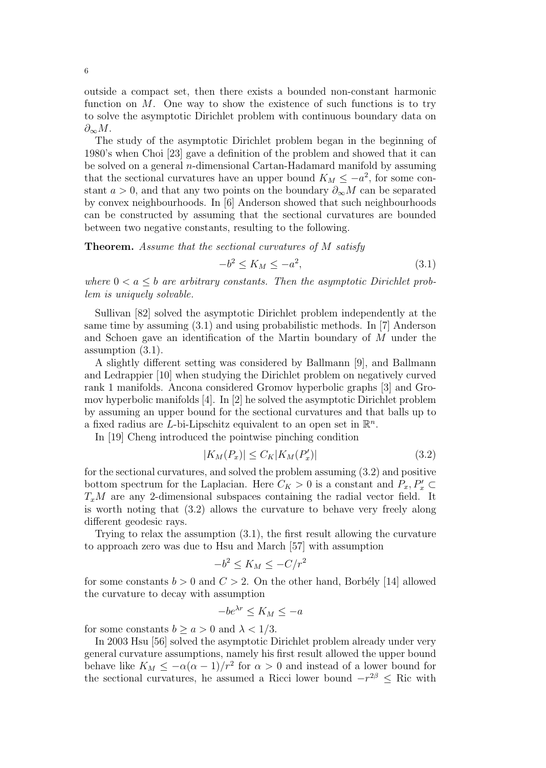outside a compact set, then there exists a bounded non-constant harmonic function on $M$. One way to show the existence of such functions is to try to solve the asymptotic Dirichlet problem with continuous boundary data on $\partial_\infty M$.

The study of the asymptotic Dirichlet problem began in the beginning of 1980's when Choi [23] gave a definition of the problem and showed that it can be solved on a general $n$-dimensional Cartan-Hadamard manifold by assuming that the sectional curvatures have an upper bound $K_M \le -a^2$, for some constant $a > 0$, and that any two points on the boundary $\partial_\infty M$ can be separated by convex neighbourhoods. In [6] Anderson showed that such neighbourhoods can be constructed by assuming that the sectional curvatures are bounded between two negative constants, resulting to the following.

**Theorem.** *Assume that the sectional curvatures of $M$ satisfy*

$$-b^2 \le K_M \le -a^2, \tag{3.1}$$

*where $0 < a \le b$ are arbitrary constants. Then the asymptotic Dirichlet problem is uniquely solvable.*

Sullivan [82] solved the asymptotic Dirichlet problem independently at the same time by assuming (3.1) and using probabilistic methods. In [7] Anderson and Schoen gave an identification of the Martin boundary of $M$ under the assumption (3.1).

A slightly different setting was considered by Ballmann [9], and Ballmann and Ledrappier [10] when studying the Dirichlet problem on negatively curved rank 1 manifolds. Ancona considered Gromov hyperbolic graphs [3] and Gromov hyperbolic manifolds [4]. In [2] he solved the asymptotic Dirichlet problem by assuming an upper bound for the sectional curvatures and that balls up to a fixed radius are $L$-bi-Lipschitz equivalent to an open set in $\mathbb{R}^n$.

In [19] Cheng introduced the pointwise pinching condition

$$|K_M(P_x)| \le C_K |K_M(P'_x)| \tag{3.2}$$

for the sectional curvatures, and solved the problem assuming (3.2) and positive bottom spectrum for the Laplacian. Here $C_K > 0$ is a constant and $P_x, P'_x \subset T_x M$ are any 2-dimensional subspaces containing the radial vector field. It is worth noting that (3.2) allows the curvature to behave very freely along different geodesic rays.

Trying to relax the assumption (3.1), the first result allowing the curvature to approach zero was due to Hsu and March [57] with assumption

$$-b^2 \le K_M \le -C/r^2$$

for some constants $b > 0$ and $C > 2$. On the other hand, Borbély [14] allowed the curvature to decay with assumption

$$-be^{\lambda r} \le K_M \le -a$$

for some constants $b \ge a > 0$ and $\lambda < 1/3$.

In 2003 Hsu [56] solved the asymptotic Dirichlet problem already under very general curvature assumptions, namely his first result allowed the upper bound behave like $K_M \le -\alpha(\alpha-1)/r^2$ for $\alpha > 0$ and instead of a lower bound for the sectional curvatures, he assumed a Ricci lower bound $-r^{2\beta} \le \mathrm{Ric}$ with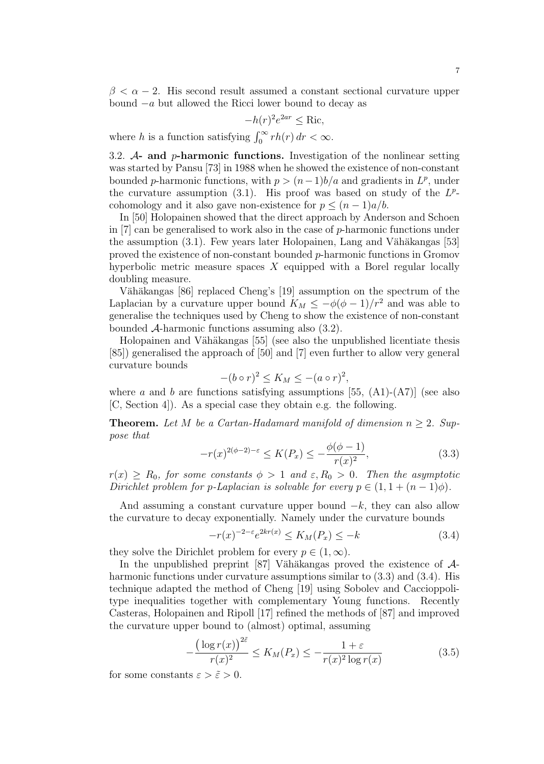$\beta < \alpha - 2$. His second result assumed a constant sectional curvature upper bound $-a$ but allowed the Ricci lower bound to decay as

$$-h(r)^2 e^{2ar} \le \mathrm{Ric},$$

where $h$ is a function satisfying $\int_0^\infty rh(r)\,dr < \infty$.

3.2. **$\mathcal{A}$- and $p$-harmonic functions.** Investigation of the nonlinear setting was started by Pansu [73] in 1988 when he showed the existence of non-constant bounded $p$-harmonic functions, with $p > (n-1)b/a$ and gradients in $L^p$, under the curvature assumption (3.1). His proof was based on study of the $L^p$-cohomology and it also gave non-existence for $p \le (n-1)a/b$.

In [50] Holopainen showed that the direct approach by Anderson and Schoen in [7] can be generalised to work also in the case of $p$-harmonic functions under the assumption (3.1). Few years later Holopainen, Lang and Vähäkangas [53] proved the existence of non-constant bounded $p$-harmonic functions in Gromov hyperbolic metric measure spaces $X$ equipped with a Borel regular locally doubling measure.

Vähäkangas [86] replaced Cheng's [19] assumption on the spectrum of the Laplacian by a curvature upper bound $K_M \le -\phi(\phi-1)/r^2$ and was able to generalise the techniques used by Cheng to show the existence of non-constant bounded $\mathcal{A}$-harmonic functions assuming also (3.2).

Holopainen and Vähäkangas [55] (see also the unpublished licentiate thesis [85]) generalised the approach of [50] and [7] even further to allow very general curvature bounds

$$-(b \circ r)^2 \le K_M \le -(a \circ r)^2,$$

where $a$ and $b$ are functions satisfying assumptions [55, (A1)-(A7)] (see also [C, Section 4]). As a special case they obtain e.g. the following.

**Theorem.** *Let $M$ be a Cartan-Hadamard manifold of dimension $n \ge 2$. Suppose that*

$$-r(x)^{2(\phi-2)-\varepsilon} \le K(P_x) \le -\frac{\phi(\phi-1)}{r(x)^2}, \tag{3.3}$$

*$r(x) \ge R_0$, for some constants $\phi > 1$ and $\varepsilon, R_0 > 0$. Then the asymptotic Dirichlet problem for $p$-Laplacian is solvable for every $p \in (1, 1+(n-1)\phi)$.*

And assuming a constant curvature upper bound $-k$, they can also allow the curvature to decay exponentially. Namely under the curvature bounds

$$-r(x)^{-2-\varepsilon} e^{2kr(x)} \le K_M(P_x) \le -k \tag{3.4}$$

they solve the Dirichlet problem for every $p \in (1, \infty)$.

In the unpublished preprint [87] Vähäkangas proved the existence of $\mathcal{A}$-harmonic functions under curvature assumptions similar to (3.3) and (3.4). His technique adapted the method of Cheng [19] using Sobolev and Caccioppoli-type inequalities together with complementary Young functions. Recently Casteras, Holopainen and Ripoll [17] refined the methods of [87] and improved the curvature upper bound to (almost) optimal, assuming

$$-\frac{\big(\log r(x)\big)^{2\tilde{\varepsilon}}}{r(x)^2} \le K_M(P_x) \le -\frac{1+\varepsilon}{r(x)^2 \log r(x)} \tag{3.5}$$

for some constants $\varepsilon > \tilde{\varepsilon} > 0$.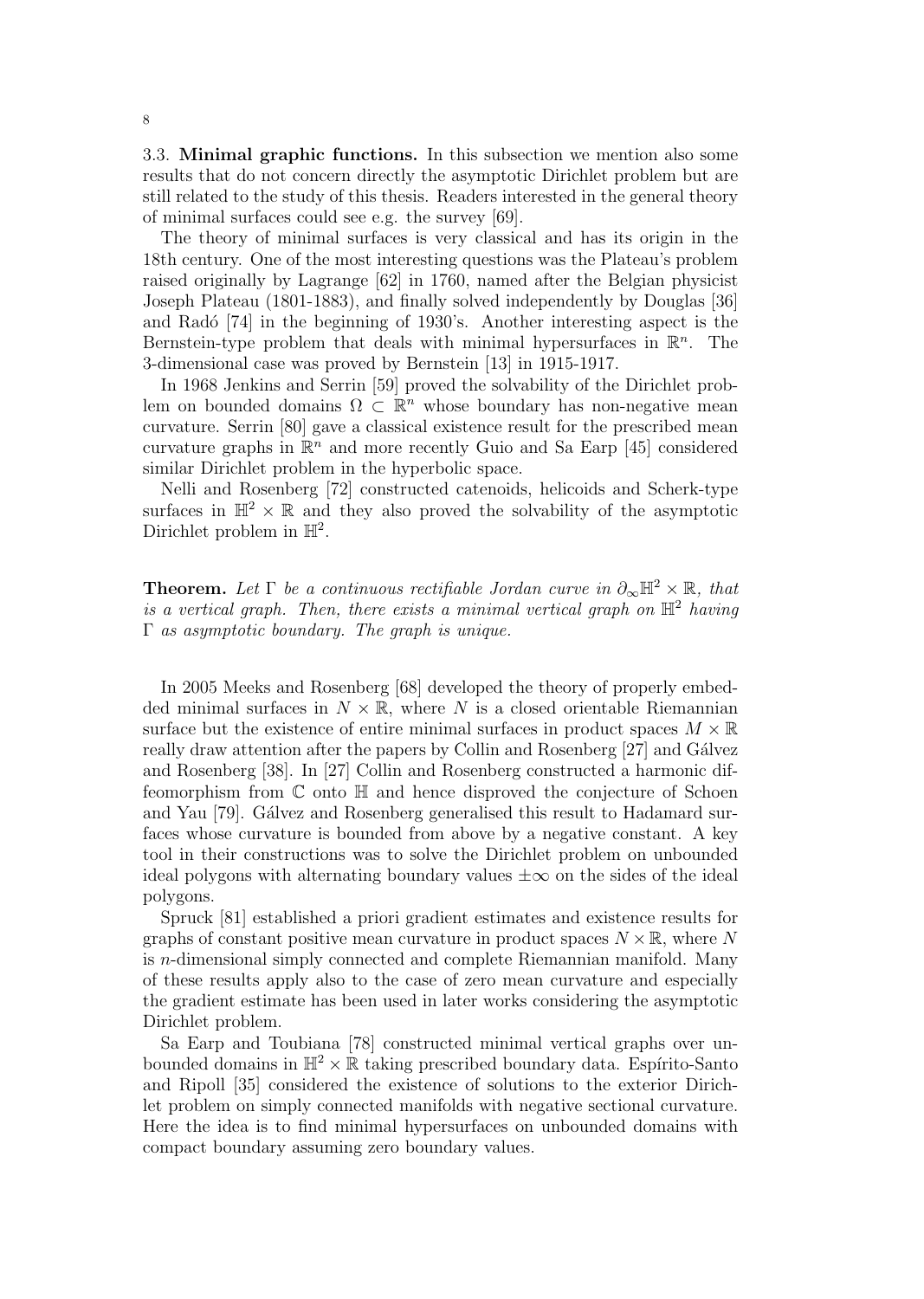3.3. **Minimal graphic functions.** In this subsection we mention also some results that do not concern directly the asymptotic Dirichlet problem but are still related to the study of this thesis. Readers interested in the general theory of minimal surfaces could see e.g. the survey [69].

The theory of minimal surfaces is very classical and has its origin in the 18th century. One of the most interesting questions was the Plateau's problem raised originally by Lagrange [62] in 1760, named after the Belgian physicist Joseph Plateau (1801-1883), and finally solved independently by Douglas [36] and Radó [74] in the beginning of 1930's. Another interesting aspect is the Bernstein-type problem that deals with minimal hypersurfaces in $\mathbb{R}^n$. The 3-dimensional case was proved by Bernstein [13] in 1915-1917.

In 1968 Jenkins and Serrin [59] proved the solvability of the Dirichlet problem on bounded domains $\Omega \subset \mathbb{R}^n$ whose boundary has non-negative mean curvature. Serrin [80] gave a classical existence result for the prescribed mean curvature graphs in $\mathbb{R}^n$ and more recently Guio and Sa Earp [45] considered similar Dirichlet problem in the hyperbolic space.

Nelli and Rosenberg [72] constructed catenoids, helicoids and Scherk-type surfaces in $\mathbb{H}^2 \times \mathbb{R}$ and they also proved the solvability of the asymptotic Dirichlet problem in $\mathbb{H}^2$.

**Theorem.** *Let $\Gamma$ be a continuous rectifiable Jordan curve in $\partial_\infty \mathbb{H}^2 \times \mathbb{R}$, that is a vertical graph. Then, there exists a minimal vertical graph on $\mathbb{H}^2$ having $\Gamma$ as asymptotic boundary. The graph is unique.*

In 2005 Meeks and Rosenberg [68] developed the theory of properly embedded minimal surfaces in $N \times \mathbb{R}$, where $N$ is a closed orientable Riemannian surface but the existence of entire minimal surfaces in product spaces $M \times \mathbb{R}$ really draw attention after the papers by Collin and Rosenberg [27] and Gálvez and Rosenberg [38]. In [27] Collin and Rosenberg constructed a harmonic diffeomorphism from $\mathbb{C}$ onto $\mathbb{H}$ and hence disproved the conjecture of Schoen and Yau [79]. Gálvez and Rosenberg generalised this result to Hadamard surfaces whose curvature is bounded from above by a negative constant. A key tool in their constructions was to solve the Dirichlet problem on unbounded ideal polygons with alternating boundary values $\pm\infty$ on the sides of the ideal polygons.

Spruck [81] established a priori gradient estimates and existence results for graphs of constant positive mean curvature in product spaces $N \times \mathbb{R}$, where $N$ is $n$-dimensional simply connected and complete Riemannian manifold. Many of these results apply also to the case of zero mean curvature and especially the gradient estimate has been used in later works considering the asymptotic Dirichlet problem.

Sa Earp and Toubiana [78] constructed minimal vertical graphs over unbounded domains in $\mathbb{H}^2 \times \mathbb{R}$ taking prescribed boundary data. Espírito-Santo and Ripoll [35] considered the existence of solutions to the exterior Dirichlet problem on simply connected manifolds with negative sectional curvature. Here the idea is to find minimal hypersurfaces on unbounded domains with compact boundary assuming zero boundary values.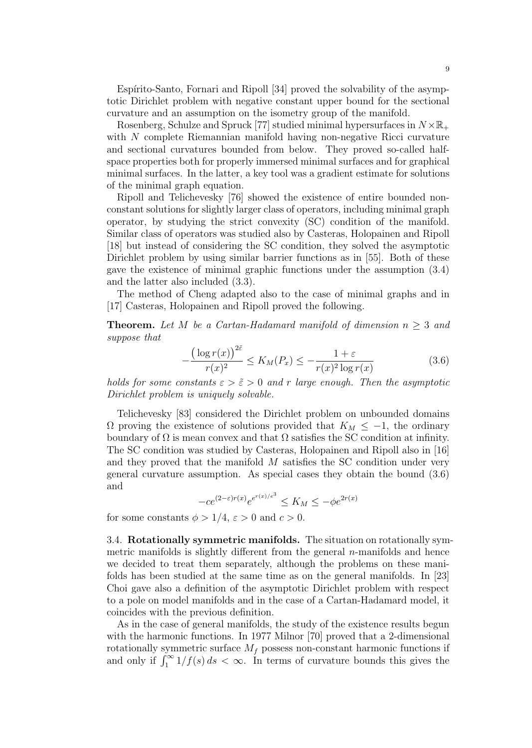Espírito-Santo, Fornari and Ripoll [34] proved the solvability of the asymptotic Dirichlet problem with negative constant upper bound for the sectional curvature and an assumption on the isometry group of the manifold.

Rosenberg, Schulze and Spruck [77] studied minimal hypersurfaces in $N \times \mathbb{R}_+$ with $N$ complete Riemannian manifold having non-negative Ricci curvature and sectional curvatures bounded from below. They proved so-called half-space properties both for properly immersed minimal surfaces and for graphical minimal surfaces. In the latter, a key tool was a gradient estimate for solutions of the minimal graph equation.

Ripoll and Telichevesky [76] showed the existence of entire bounded non-constant solutions for slightly larger class of operators, including minimal graph operator, by studying the strict convexity (SC) condition of the manifold. Similar class of operators was studied also by Casteras, Holopainen and Ripoll [18] but instead of considering the SC condition, they solved the asymptotic Dirichlet problem by using similar barrier functions as in [55]. Both of these gave the existence of minimal graphic functions under the assumption (3.4) and the latter also included (3.3).

The method of Cheng adapted also to the case of minimal graphs and in [17] Casteras, Holopainen and Ripoll proved the following.

**Theorem.** *Let $M$ be a Cartan-Hadamard manifold of dimension $n \geq 3$ and suppose that*

$$-\frac{\big(\log r(x)\big)^{2\tilde{\varepsilon}}}{r(x)^2} \leq K_M(P_x) \leq -\frac{1+\varepsilon}{r(x)^2 \log r(x)} \tag{3.6}$$

*holds for some constants $\varepsilon > \tilde{\varepsilon} > 0$ and $r$ large enough. Then the asymptotic Dirichlet problem is uniquely solvable.*

Telichevesky [83] considered the Dirichlet problem on unbounded domains $\Omega$ proving the existence of solutions provided that $K_M \leq -1$, the ordinary boundary of $\Omega$ is mean convex and that $\Omega$ satisfies the SC condition at infinity. The SC condition was studied by Casteras, Holopainen and Ripoll also in [16] and they proved that the manifold $M$ satisfies the SC condition under very general curvature assumption. As special cases they obtain the bound (3.6) and

$$-ce^{(2-\varepsilon)r(x)}e^{e^{r(x)/e^3}} \leq K_M \leq -\phi e^{2r(x)}$$

for some constants $\phi > 1/4$, $\varepsilon > 0$ and $c > 0$.

3.4. **Rotationally symmetric manifolds.** The situation on rotationally symmetric manifolds is slightly different from the general $n$-manifolds and hence we decided to treat them separately, although the problems on these manifolds has been studied at the same time as on the general manifolds. In [23] Choi gave also a definition of the asymptotic Dirichlet problem with respect to a pole on model manifolds and in the case of a Cartan-Hadamard model, it coincides with the previous definition.

As in the case of general manifolds, the study of the existence results begun with the harmonic functions. In 1977 Milnor [70] proved that a 2-dimensional rotationally symmetric surface $M_f$ possess non-constant harmonic functions if and only if $\int_1^\infty 1/f(s)\, ds < \infty$. In terms of curvature bounds this gives the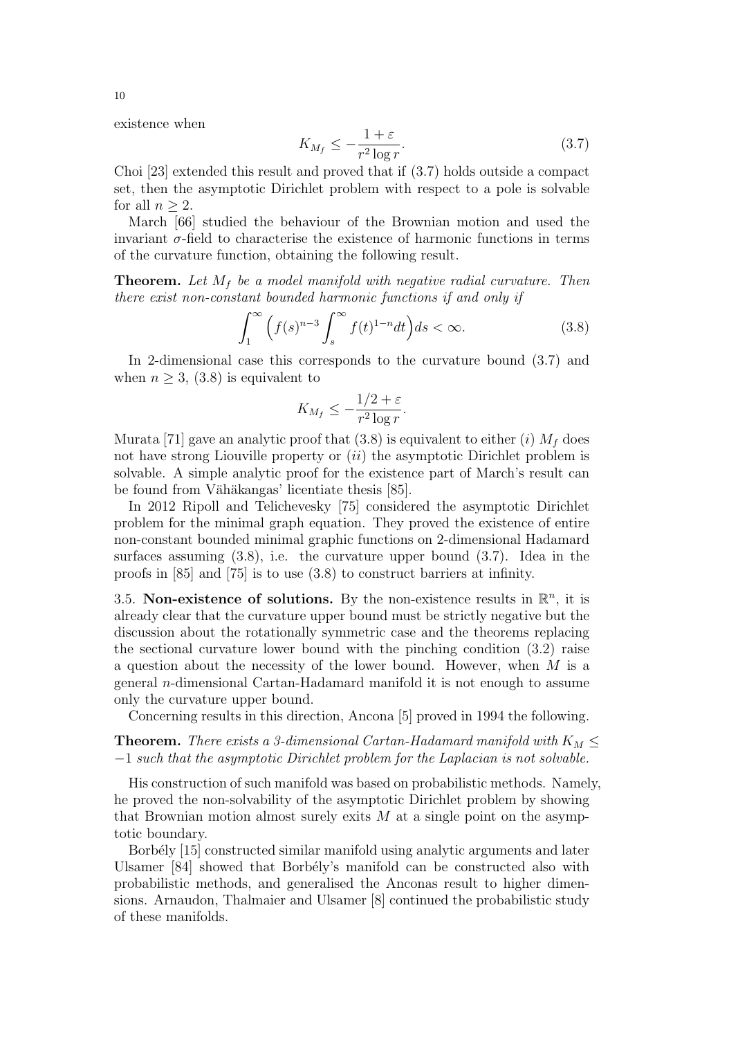existence when

$$K_{M_f} \leq -\frac{1+\varepsilon}{r^2 \log r}. \tag{3.7}$$

Choi [23] extended this result and proved that if (3.7) holds outside a compact set, then the asymptotic Dirichlet problem with respect to a pole is solvable for all $n \geq 2$.

March [66] studied the behaviour of the Brownian motion and used the invariant $\sigma$-field to characterise the existence of harmonic functions in terms of the curvature function, obtaining the following result.

**Theorem.** *Let $M_f$ be a model manifold with negative radial curvature. Then there exist non-constant bounded harmonic functions if and only if*

$$\int_1^\infty \Big( f(s)^{n-3} \int_s^\infty f(t)^{1-n} dt \Big) ds < \infty. \tag{3.8}$$

In 2-dimensional case this corresponds to the curvature bound (3.7) and when $n \geq 3$, (3.8) is equivalent to

$$K_{M_f} \leq -\frac{1/2+\varepsilon}{r^2 \log r}.$$

Murata [71] gave an analytic proof that (3.8) is equivalent to either (*i*) $M_f$ does not have strong Liouville property or (*ii*) the asymptotic Dirichlet problem is solvable. A simple analytic proof for the existence part of March's result can be found from Vähäkangas' licentiate thesis [85].

In 2012 Ripoll and Telichevesky [75] considered the asymptotic Dirichlet problem for the minimal graph equation. They proved the existence of entire non-constant bounded minimal graphic functions on 2-dimensional Hadamard surfaces assuming (3.8), i.e. the curvature upper bound (3.7). Idea in the proofs in [85] and [75] is to use (3.8) to construct barriers at infinity.

3.5. **Non-existence of solutions.** By the non-existence results in $\mathbb{R}^n$, it is already clear that the curvature upper bound must be strictly negative but the discussion about the rotationally symmetric case and the theorems replacing the sectional curvature lower bound with the pinching condition (3.2) raise a question about the necessity of the lower bound. However, when $M$ is a general $n$-dimensional Cartan-Hadamard manifold it is not enough to assume only the curvature upper bound.

Concerning results in this direction, Ancona [5] proved in 1994 the following.

**Theorem.** *There exists a 3-dimensional Cartan-Hadamard manifold with $K_M \leq -1$ such that the asymptotic Dirichlet problem for the Laplacian is not solvable.*

His construction of such manifold was based on probabilistic methods. Namely, he proved the non-solvability of the asymptotic Dirichlet problem by showing that Brownian motion almost surely exits $M$ at a single point on the asymptotic boundary.

Borbély [15] constructed similar manifold using analytic arguments and later Ulsamer [84] showed that Borbély's manifold can be constructed also with probabilistic methods, and generalised the Anconas result to higher dimensions. Arnaudon, Thalmaier and Ulsamer [8] continued the probabilistic study of these manifolds.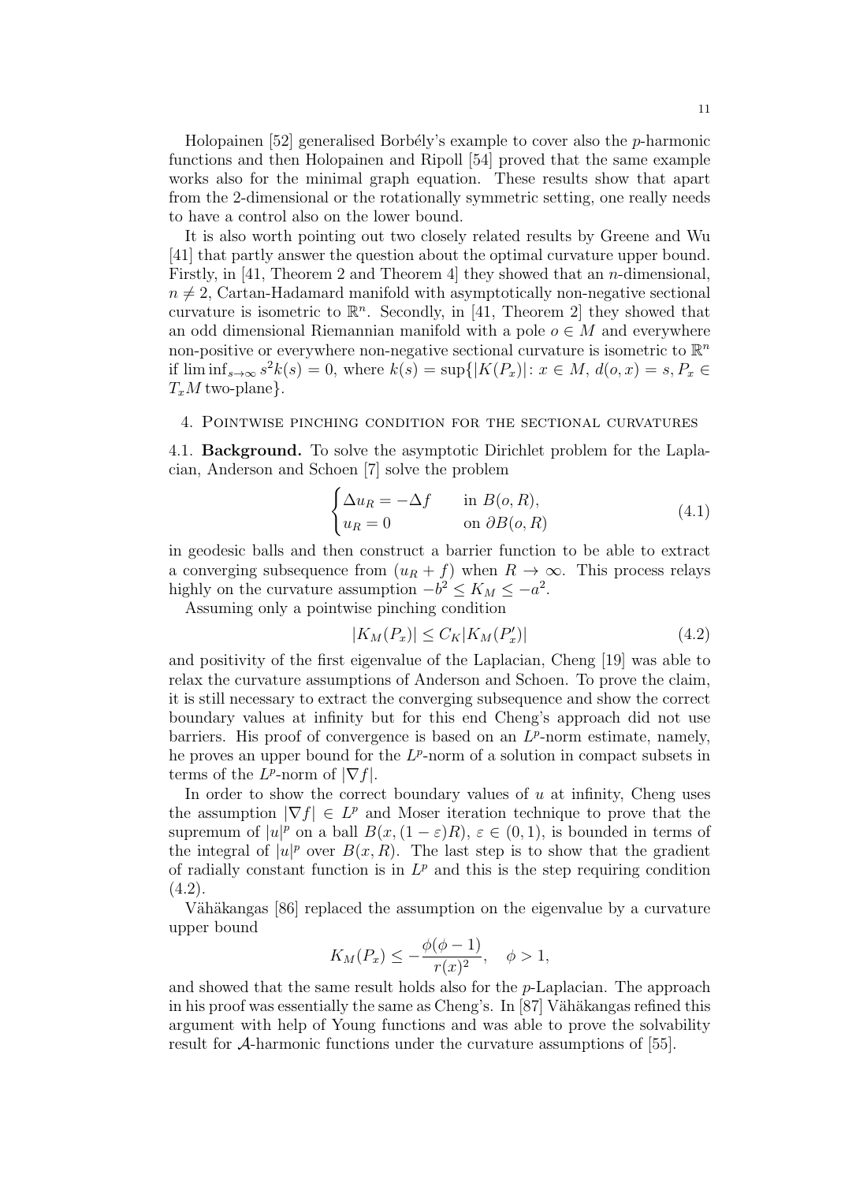Holopainen [52] generalised Borbély's example to cover also the $p$-harmonic functions and then Holopainen and Ripoll [54] proved that the same example works also for the minimal graph equation. These results show that apart from the 2-dimensional or the rotationally symmetric setting, one really needs to have a control also on the lower bound.

It is also worth pointing out two closely related results by Greene and Wu [41] that partly answer the question about the optimal curvature upper bound. Firstly, in [41, Theorem 2 and Theorem 4] they showed that an $n$-dimensional, $n \neq 2$, Cartan-Hadamard manifold with asymptotically non-negative sectional curvature is isometric to $\mathbb{R}^n$. Secondly, in [41, Theorem 2] they showed that an odd dimensional Riemannian manifold with a pole $o \in M$ and everywhere non-positive or everywhere non-negative sectional curvature is isometric to $\mathbb{R}^n$ if $\liminf_{s\to\infty} s^2 k(s) = 0$, where $k(s) = \sup\{|K(P_x)| : x \in M, d(o,x) = s, P_x \in T_xM \text{ two-plane}\}$.

## 4. Pointwise pinching condition for the sectional curvatures

**4.1. Background.** To solve the asymptotic Dirichlet problem for the Laplacian, Anderson and Schoen [7] solve the problem

$$\begin{cases} \Delta u_R = -\Delta f & \text{in } B(o,R), \\ u_R = 0 & \text{on } \partial B(o,R) \end{cases} \tag{4.1}$$

in geodesic balls and then construct a barrier function to be able to extract a converging subsequence from $(u_R + f)$ when $R \to \infty$. This process relays highly on the curvature assumption $-b^2 \leq K_M \leq -a^2$.

Assuming only a pointwise pinching condition

$$|K_M(P_x)| \leq C_K |K_M(P_x')| \tag{4.2}$$

and positivity of the first eigenvalue of the Laplacian, Cheng [19] was able to relax the curvature assumptions of Anderson and Schoen. To prove the claim, it is still necessary to extract the converging subsequence and show the correct boundary values at infinity but for this end Cheng's approach did not use barriers. His proof of convergence is based on an $L^p$-norm estimate, namely, he proves an upper bound for the $L^p$-norm of a solution in compact subsets in terms of the $L^p$-norm of $|\nabla f|$.

In order to show the correct boundary values of $u$ at infinity, Cheng uses the assumption $|\nabla f| \in L^p$ and Moser iteration technique to prove that the supremum of $|u|^p$ on a ball $B(x,(1-\varepsilon)R)$, $\varepsilon \in (0,1)$, is bounded in terms of the integral of $|u|^p$ over $B(x,R)$. The last step is to show that the gradient of radially constant function is in $L^p$ and this is the step requiring condition (4.2).

Vähäkangas [86] replaced the assumption on the eigenvalue by a curvature upper bound

$$K_M(P_x) \leq -\frac{\phi(\phi-1)}{r(x)^2}, \quad \phi > 1,$$

and showed that the same result holds also for the $p$-Laplacian. The approach in his proof was essentially the same as Cheng's. In [87] Vähäkangas refined this argument with help of Young functions and was able to prove the solvability result for $\mathcal{A}$-harmonic functions under the curvature assumptions of [55].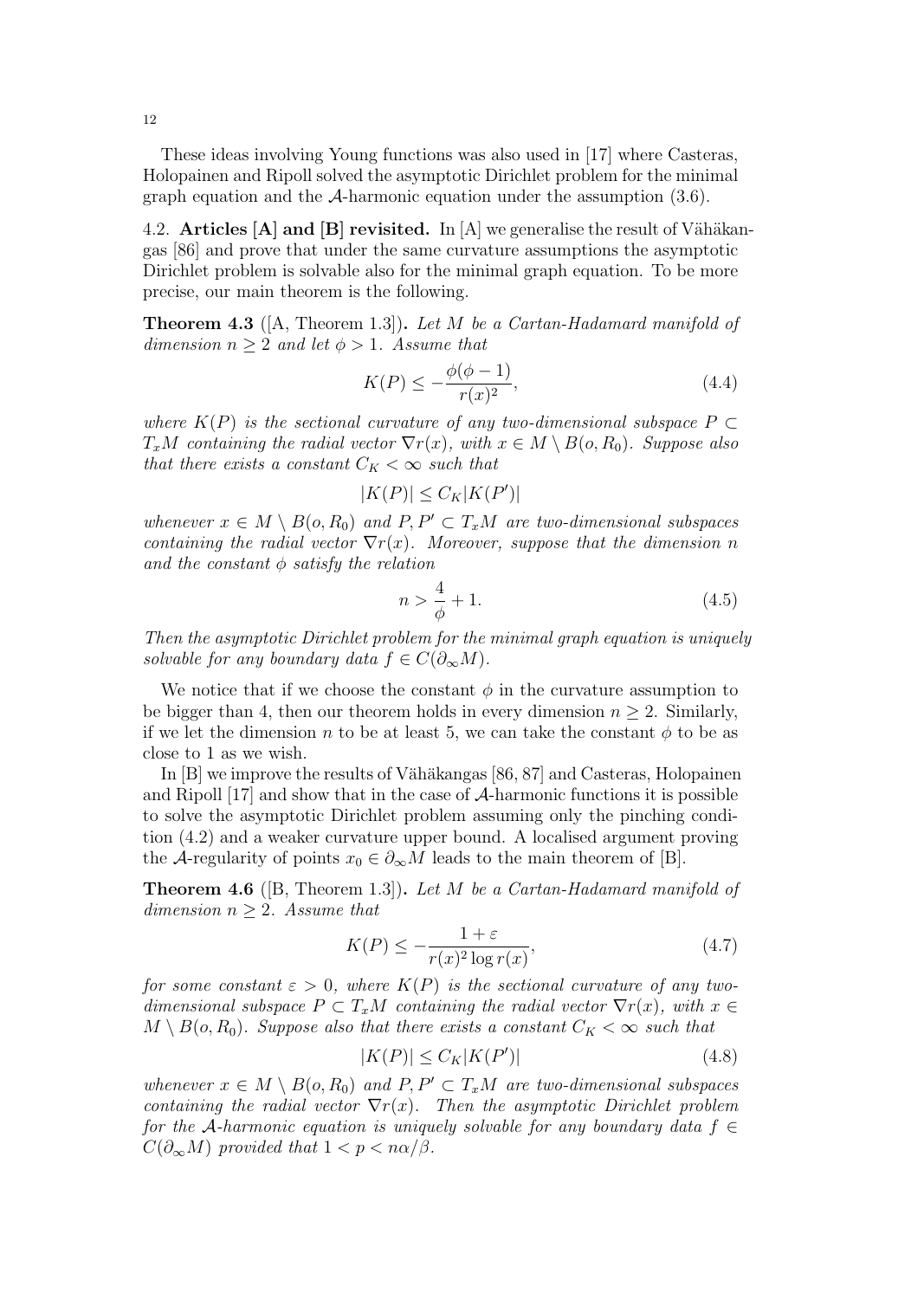These ideas involving Young functions was also used in [17] where Casteras, Holopainen and Ripoll solved the asymptotic Dirichlet problem for the minimal graph equation and the $\mathcal{A}$-harmonic equation under the assumption (3.6).

### 4.2. Articles [A] and [B] revisited.

In [A] we generalise the result of Vähäkangas [86] and prove that under the same curvature assumptions the asymptotic Dirichlet problem is solvable also for the minimal graph equation. To be more precise, our main theorem is the following.

**Theorem 4.3** ([A, Theorem 1.3])**.** *Let $M$ be a Cartan-Hadamard manifold of dimension $n \geq 2$ and let $\phi > 1$. Assume that*

$$K(P) \leq -\frac{\phi(\phi-1)}{r(x)^2}, \tag{4.4}$$

*where $K(P)$ is the sectional curvature of any two-dimensional subspace $P \subset T_xM$ containing the radial vector $\nabla r(x)$, with $x \in M \setminus B(o, R_0)$. Suppose also that there exists a constant $C_K < \infty$ such that*

$$|K(P)| \leq C_K |K(P')|$$

*whenever $x \in M \setminus B(o, R_0)$ and $P, P' \subset T_xM$ are two-dimensional subspaces containing the radial vector $\nabla r(x)$. Moreover, suppose that the dimension $n$ and the constant $\phi$ satisfy the relation*

$$n > \frac{4}{\phi} + 1. \tag{4.5}$$

*Then the asymptotic Dirichlet problem for the minimal graph equation is uniquely solvable for any boundary data $f \in C(\partial_\infty M)$.*

We notice that if we choose the constant $\phi$ in the curvature assumption to be bigger than 4, then our theorem holds in every dimension $n \geq 2$. Similarly, if we let the dimension $n$ to be at least 5, we can take the constant $\phi$ to be as close to 1 as we wish.

In [B] we improve the results of Vähäkangas [86, 87] and Casteras, Holopainen and Ripoll [17] and show that in the case of $\mathcal{A}$-harmonic functions it is possible to solve the asymptotic Dirichlet problem assuming only the pinching condition (4.2) and a weaker curvature upper bound. A localised argument proving the $\mathcal{A}$-regularity of points $x_0 \in \partial_\infty M$ leads to the main theorem of [B].

**Theorem 4.6** ([B, Theorem 1.3])**.** *Let $M$ be a Cartan-Hadamard manifold of dimension $n \geq 2$. Assume that*

$$K(P) \leq -\frac{1+\varepsilon}{r(x)^2 \log r(x)}, \tag{4.7}$$

*for some constant $\varepsilon > 0$, where $K(P)$ is the sectional curvature of any two-dimensional subspace $P \subset T_xM$ containing the radial vector $\nabla r(x)$, with $x \in M \setminus B(o, R_0)$. Suppose also that there exists a constant $C_K < \infty$ such that*

$$|K(P)| \leq C_K |K(P')| \tag{4.8}$$

*whenever $x \in M \setminus B(o, R_0)$ and $P, P' \subset T_xM$ are two-dimensional subspaces containing the radial vector $\nabla r(x)$. Then the asymptotic Dirichlet problem for the $\mathcal{A}$-harmonic equation is uniquely solvable for any boundary data $f \in C(\partial_\infty M)$ provided that $1 < p < n\alpha/\beta$.*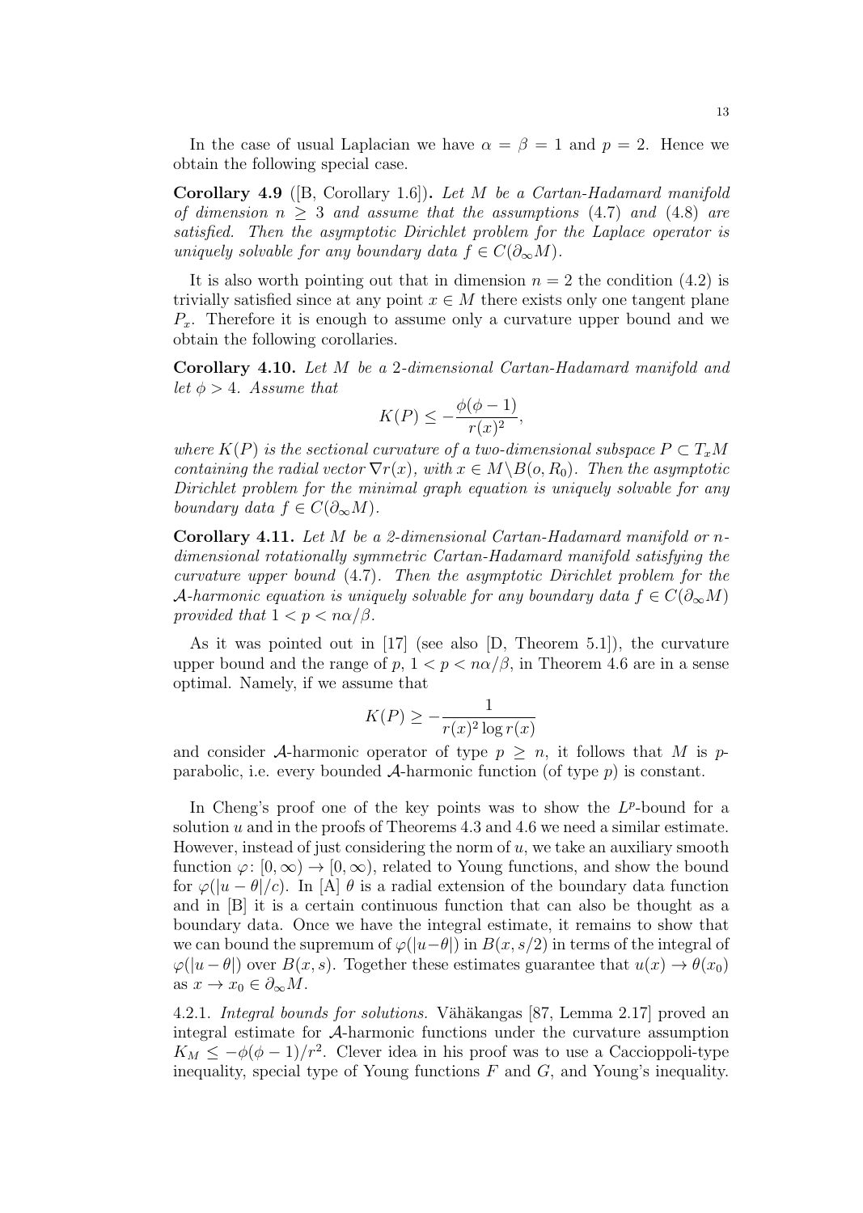In the case of usual Laplacian we have $\alpha = \beta = 1$ and $p = 2$. Hence we obtain the following special case.

**Corollary 4.9** ([B, Corollary 1.6]). *Let $M$ be a Cartan-Hadamard manifold of dimension $n \geq 3$ and assume that the assumptions* (4.7) *and* (4.8) *are satisfied. Then the asymptotic Dirichlet problem for the Laplace operator is uniquely solvable for any boundary data $f \in C(\partial_\infty M)$.*

It is also worth pointing out that in dimension $n = 2$ the condition (4.2) is trivially satisfied since at any point $x \in M$ there exists only one tangent plane $P_x$. Therefore it is enough to assume only a curvature upper bound and we obtain the following corollaries.

**Corollary 4.10.** *Let $M$ be a 2-dimensional Cartan-Hadamard manifold and let $\phi > 4$. Assume that*

$$K(P) \leq -\frac{\phi(\phi-1)}{r(x)^2},$$

*where $K(P)$ is the sectional curvature of a two-dimensional subspace $P \subset T_xM$ containing the radial vector $\nabla r(x)$, with $x \in M \backslash B(o, R_0)$. Then the asymptotic Dirichlet problem for the minimal graph equation is uniquely solvable for any boundary data $f \in C(\partial_\infty M)$.*

**Corollary 4.11.** *Let $M$ be a 2-dimensional Cartan-Hadamard manifold or $n$-dimensional rotationally symmetric Cartan-Hadamard manifold satisfying the curvature upper bound* (4.7)*. Then the asymptotic Dirichlet problem for the $\mathcal{A}$-harmonic equation is uniquely solvable for any boundary data $f \in C(\partial_\infty M)$ provided that $1 < p < n\alpha/\beta$.*

As it was pointed out in [17] (see also [D, Theorem 5.1]), the curvature upper bound and the range of $p$, $1 < p < n\alpha/\beta$, in Theorem 4.6 are in a sense optimal. Namely, if we assume that

$$K(P) \geq -\frac{1}{r(x)^2 \log r(x)}$$

and consider $\mathcal{A}$-harmonic operator of type $p \geq n$, it follows that $M$ is $p$-parabolic, i.e. every bounded $\mathcal{A}$-harmonic function (of type $p$) is constant.

In Cheng's proof one of the key points was to show the $L^p$-bound for a solution $u$ and in the proofs of Theorems 4.3 and 4.6 we need a similar estimate. However, instead of just considering the norm of $u$, we take an auxiliary smooth function $\varphi\colon [0,\infty) \to [0,\infty)$, related to Young functions, and show the bound for $\varphi(|u-\theta|/c)$. In [A] $\theta$ is a radial extension of the boundary data function and in [B] it is a certain continuous function that can also be thought as a boundary data. Once we have the integral estimate, it remains to show that we can bound the supremum of $\varphi(|u-\theta|)$ in $B(x, s/2)$ in terms of the integral of $\varphi(|u-\theta|)$ over $B(x, s)$. Together these estimates guarantee that $u(x) \to \theta(x_0)$ as $x \to x_0 \in \partial_\infty M$.

4.2.1. *Integral bounds for solutions.* Vähäkangas [87, Lemma 2.17] proved an integral estimate for $\mathcal{A}$-harmonic functions under the curvature assumption $K_M \leq -\phi(\phi-1)/r^2$. Clever idea in his proof was to use a Caccioppoli-type inequality, special type of Young functions $F$ and $G$, and Young's inequality.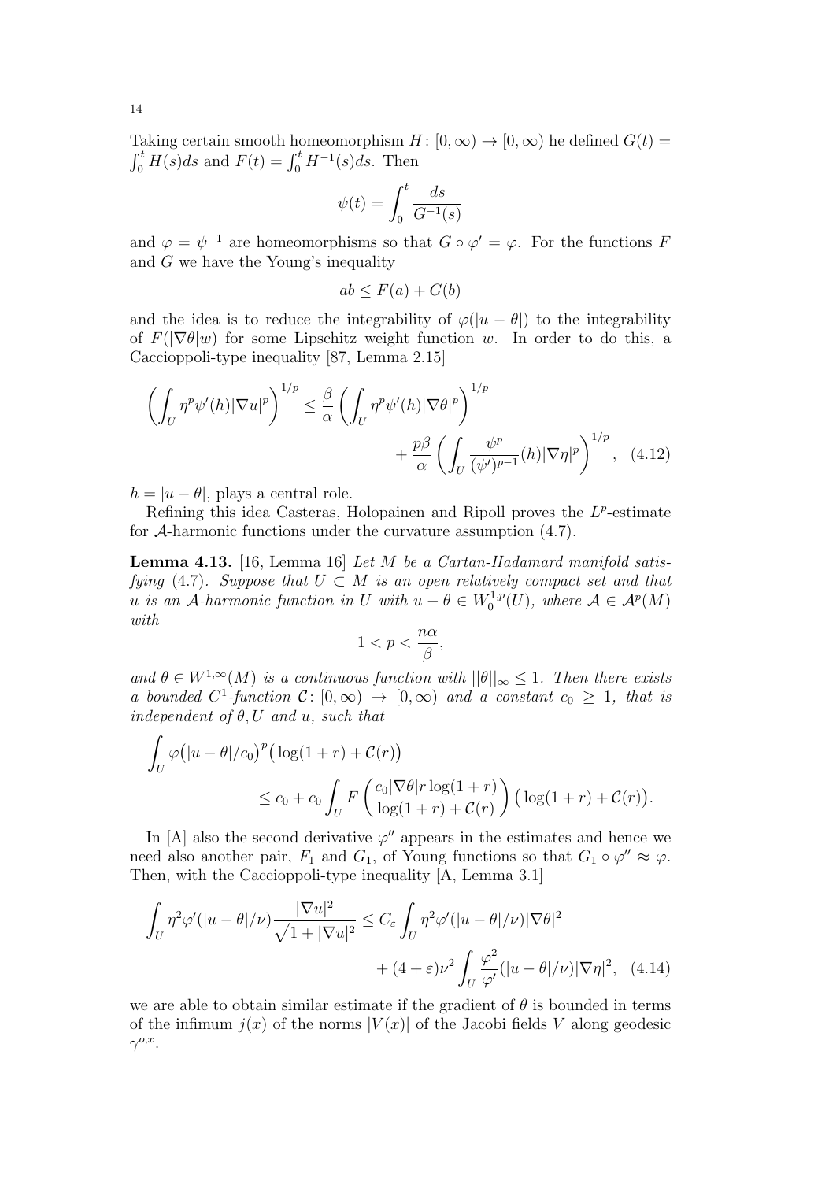Taking certain smooth homeomorphism $H\colon [0,\infty) \to [0,\infty)$ he defined $G(t) = \int_0^t H(s)ds$ and $F(t) = \int_0^t H^{-1}(s)ds$. Then

$$\psi(t) = \int_0^t \frac{ds}{G^{-1}(s)}$$

and $\varphi = \psi^{-1}$ are homeomorphisms so that $G \circ \varphi' = \varphi$. For the functions $F$ and $G$ we have the Young's inequality

$$ab \le F(a) + G(b)$$

and the idea is to reduce the integrability of $\varphi(|u - \theta|)$ to the integrability of $F(|\nabla\theta|w)$ for some Lipschitz weight function $w$. In order to do this, a Caccioppoli-type inequality [87, Lemma 2.15]

$$\left(\int_U \eta^p \psi'(h)|\nabla u|^p\right)^{1/p} \le \frac{\beta}{\alpha}\left(\int_U \eta^p\psi'(h)|\nabla\theta|^p\right)^{1/p} + \frac{p\beta}{\alpha}\left(\int_U \frac{\psi^p}{(\psi')^{p-1}}(h)|\nabla\eta|^p\right)^{1/p}, \quad (4.12)$$

$h = |u-\theta|$, plays a central role.

Refining this idea Casteras, Holopainen and Ripoll proves the $L^p$-estimate for $\mathcal{A}$-harmonic functions under the curvature assumption (4.7).

**Lemma 4.13.** [16, Lemma 16] *Let $M$ be a Cartan-Hadamard manifold satisfying (4.7). Suppose that $U \subset M$ is an open relatively compact set and that $u$ is an $\mathcal{A}$-harmonic function in $U$ with $u - \theta \in W_0^{1,p}(U)$, where $\mathcal{A} \in \mathcal{A}^p(M)$ with*

$$1 < p < \frac{n\alpha}{\beta},$$

*and $\theta \in W^{1,\infty}(M)$ is a continuous function with $||\theta||_\infty \le 1$. Then there exists a bounded $C^1$-function $\mathcal{C}\colon [0,\infty) \to [0,\infty)$ and a constant $c_0 \ge 1$, that is independent of $\theta, U$ and $u$, such that*

$$\int_U \varphi\big(|u-\theta|/c_0\big)^p\big(\log(1+r) + \mathcal{C}(r)\big) \le c_0 + c_0\int_U F\left(\frac{c_0|\nabla\theta| r\log(1+r)}{\log(1+r)+\mathcal{C}(r)}\right)\big(\log(1+r)+\mathcal{C}(r)\big).$$

In [A] also the second derivative $\varphi''$ appears in the estimates and hence we need also another pair, $F_1$ and $G_1$, of Young functions so that $G_1 \circ \varphi'' \approx \varphi$. Then, with the Caccioppoli-type inequality [A, Lemma 3.1]

$$\int_U \eta^2\varphi'(|u-\theta|/\nu)\frac{|\nabla u|^2}{\sqrt{1+|\nabla u|^2}} \le C_\varepsilon\int_U \eta^2\varphi'(|u-\theta|/\nu)|\nabla\theta|^2 + (4+\varepsilon)\nu^2\int_U \frac{\varphi^2}{\varphi'}(|u-\theta|/\nu)|\nabla\eta|^2, \quad (4.14)$$

we are able to obtain similar estimate if the gradient of $\theta$ is bounded in terms of the infimum $j(x)$ of the norms $|V(x)|$ of the Jacobi fields $V$ along geodesic $\gamma^{o,x}$.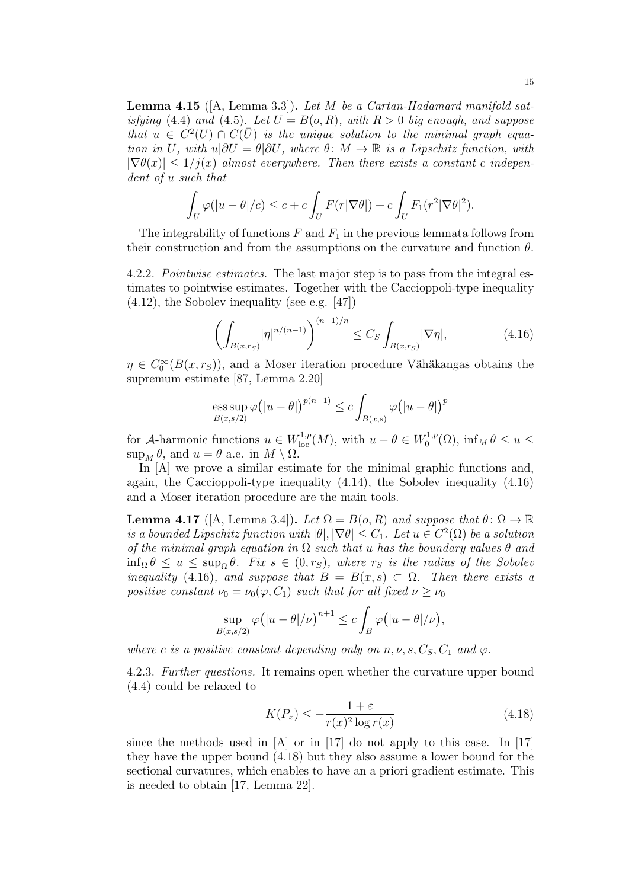**Lemma 4.15** ([A, Lemma 3.3])**.** *Let $M$ be a Cartan-Hadamard manifold satisfying (4.4) and (4.5). Let $U = B(o,R)$, with $R > 0$ big enough, and suppose that $u \in C^2(U) \cap C(\bar{U})$ is the unique solution to the minimal graph equation in $U$, with $u|\partial U = \theta|\partial U$, where $\theta\colon M \to \mathbb{R}$ is a Lipschitz function, with $|\nabla\theta(x)| \le 1/j(x)$ almost everywhere. Then there exists a constant $c$ independent of $u$ such that*

$$\int_U \varphi(|u-\theta|/c) \le c + c\int_U F(r|\nabla\theta|) + c\int_U F_1(r^2|\nabla\theta|^2).$$

The integrability of functions $F$ and $F_1$ in the previous lemmata follows from their construction and from the assumptions on the curvature and function $\theta$.

4.2.2. *Pointwise estimates.* The last major step is to pass from the integral estimates to pointwise estimates. Together with the Caccioppoli-type inequality (4.12), the Sobolev inequality (see e.g. [47])

$$\left(\int_{B(x,r_S)} |\eta|^{n/(n-1)}\right)^{(n-1)/n} \le C_S \int_{B(x,r_S)} |\nabla\eta|, \tag{4.16}$$

$\eta \in C_0^\infty(B(x,r_S))$, and a Moser iteration procedure Vähäkangas obtains the supremum estimate [87, Lemma 2.20]

$$\operatorname*{ess\,sup}_{B(x,s/2)} \varphi\big(|u-\theta|\big)^{p(n-1)} \le c\int_{B(x,s)} \varphi\big(|u-\theta|\big)^p$$

for $\mathcal{A}$-harmonic functions $u \in W^{1,p}_{\text{loc}}(M)$, with $u - \theta \in W^{1,p}_0(\Omega)$, $\inf_M \theta \le u \le \sup_M \theta$, and $u = \theta$ a.e. in $M \setminus \Omega$.

In [A] we prove a similar estimate for the minimal graphic functions and, again, the Caccioppoli-type inequality (4.14), the Sobolev inequality (4.16) and a Moser iteration procedure are the main tools.

**Lemma 4.17** ([A, Lemma 3.4])**.** *Let $\Omega = B(o,R)$ and suppose that $\theta\colon \Omega \to \mathbb{R}$ is a bounded Lipschitz function with $|\theta|, |\nabla\theta| \le C_1$. Let $u \in C^2(\Omega)$ be a solution of the minimal graph equation in $\Omega$ such that $u$ has the boundary values $\theta$ and $\inf_\Omega \theta \le u \le \sup_\Omega \theta$. Fix $s \in (0, r_S)$, where $r_S$ is the radius of the Sobolev inequality (4.16), and suppose that $B = B(x,s) \subset \Omega$. Then there exists a positive constant $\nu_0 = \nu_0(\varphi, C_1)$ such that for all fixed $\nu \ge \nu_0$*

$$\sup_{B(x,s/2)} \varphi\big(|u-\theta|/\nu\big)^{n+1} \le c\int_B \varphi\big(|u-\theta|/\nu\big),$$

*where $c$ is a positive constant depending only on $n, \nu, s, C_S, C_1$ and $\varphi$.*

4.2.3. *Further questions.* It remains open whether the curvature upper bound (4.4) could be relaxed to

$$K(P_x) \le -\frac{1+\varepsilon}{r(x)^2 \log r(x)} \tag{4.18}$$

since the methods used in [A] or in [17] do not apply to this case. In [17] they have the upper bound (4.18) but they also assume a lower bound for the sectional curvatures, which enables to have an a priori gradient estimate. This is needed to obtain [17, Lemma 22].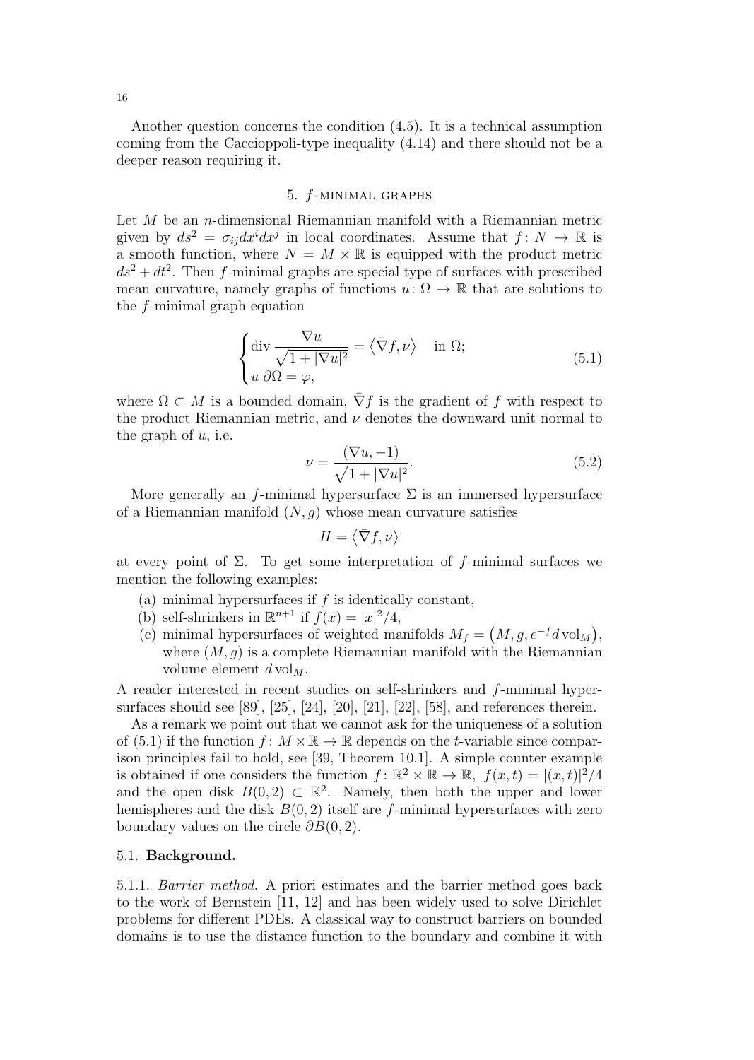Another question concerns the condition (4.5). It is a technical assumption coming from the Caccioppoli-type inequality (4.14) and there should not be a deeper reason requiring it.

## 5. $f$-minimal graphs

Let $M$ be an $n$-dimensional Riemannian manifold with a Riemannian metric given by $ds^2 = \sigma_{ij}dx^i dx^j$ in local coordinates. Assume that $f\colon N \to \mathbb{R}$ is a smooth function, where $N = M \times \mathbb{R}$ is equipped with the product metric $ds^2 + dt^2$. Then $f$-minimal graphs are special type of surfaces with prescribed mean curvature, namely graphs of functions $u\colon \Omega \to \mathbb{R}$ that are solutions to the $f$-minimal graph equation

$$\begin{cases} \operatorname{div} \dfrac{\nabla u}{\sqrt{1+|\nabla u|^2}} = \langle \bar{\nabla} f, \nu \rangle & \text{in } \Omega; \\ u|\partial\Omega = \varphi, \end{cases} \tag{5.1}$$

where $\Omega \subset M$ is a bounded domain, $\bar{\nabla} f$ is the gradient of $f$ with respect to the product Riemannian metric, and $\nu$ denotes the downward unit normal to the graph of $u$, i.e.

$$\nu = \frac{(\nabla u, -1)}{\sqrt{1+|\nabla u|^2}}. \tag{5.2}$$

More generally an $f$-minimal hypersurface $\Sigma$ is an immersed hypersurface of a Riemannian manifold $(N, g)$ whose mean curvature satisfies

$$H = \langle \bar{\nabla} f, \nu \rangle$$

at every point of $\Sigma$. To get some interpretation of $f$-minimal surfaces we mention the following examples:

(a) minimal hypersurfaces if $f$ is identically constant,
(b) self-shrinkers in $\mathbb{R}^{n+1}$ if $f(x) = |x|^2/4$,
(c) minimal hypersurfaces of weighted manifolds $M_f = \big(M, g, e^{-f} d\operatorname{vol}_M\big)$, where $(M, g)$ is a complete Riemannian manifold with the Riemannian volume element $d\operatorname{vol}_M$.

A reader interested in recent studies on self-shrinkers and $f$-minimal hypersurfaces should see [89], [25], [24], [20], [21], [22], [58], and references therein.

As a remark we point out that we cannot ask for the uniqueness of a solution of (5.1) if the function $f\colon M \times \mathbb{R} \to \mathbb{R}$ depends on the $t$-variable since comparison principles fail to hold, see [39, Theorem 10.1]. A simple counter example is obtained if one considers the function $f\colon \mathbb{R}^2 \times \mathbb{R} \to \mathbb{R},\ f(x,t) = |(x,t)|^2/4$ and the open disk $B(0,2) \subset \mathbb{R}^2$. Namely, then both the upper and lower hemispheres and the disk $B(0,2)$ itself are $f$-minimal hypersurfaces with zero boundary values on the circle $\partial B(0,2)$.

### 5.1. Background.

5.1.1. *Barrier method.* A priori estimates and the barrier method goes back to the work of Bernstein [11, 12] and has been widely used to solve Dirichlet problems for different PDEs. A classical way to construct barriers on bounded domains is to use the distance function to the boundary and combine it with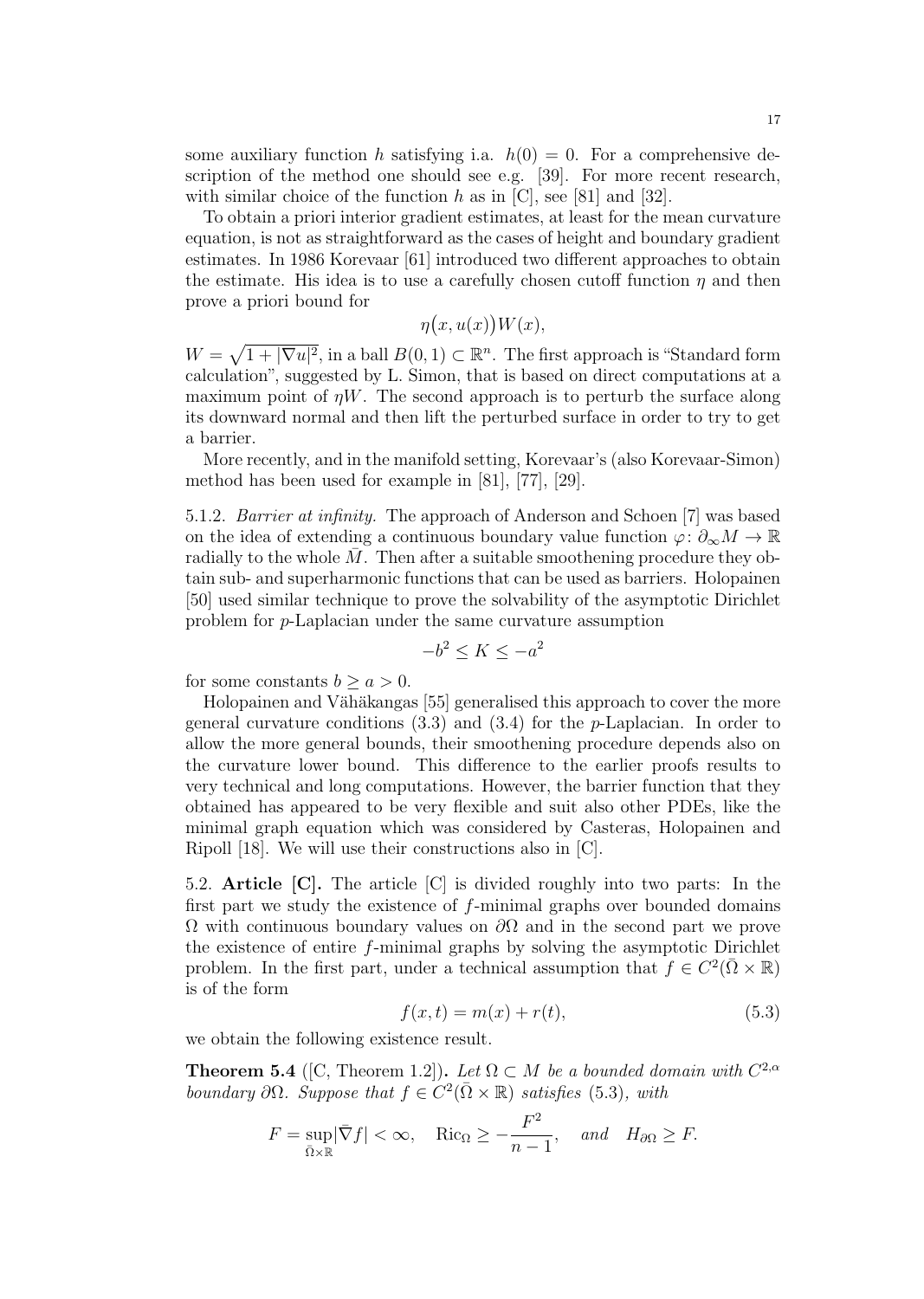some auxiliary function $h$ satisfying i.a. $h(0) = 0$. For a comprehensive description of the method one should see e.g. [39]. For more recent research, with similar choice of the function $h$ as in [C], see [81] and [32].

To obtain a priori interior gradient estimates, at least for the mean curvature equation, is not as straightforward as the cases of height and boundary gradient estimates. In 1986 Korevaar [61] introduced two different approaches to obtain the estimate. His idea is to use a carefully chosen cutoff function $\eta$ and then prove a priori bound for

$$\eta\big(x, u(x)\big)W(x),$$

$W = \sqrt{1 + |\nabla u|^2}$, in a ball $B(0,1) \subset \mathbb{R}^n$. The first approach is "Standard form calculation", suggested by L. Simon, that is based on direct computations at a maximum point of $\eta W$. The second approach is to perturb the surface along its downward normal and then lift the perturbed surface in order to try to get a barrier.

More recently, and in the manifold setting, Korevaar's (also Korevaar-Simon) method has been used for example in [81], [77], [29].

5.1.2. *Barrier at infinity.* The approach of Anderson and Schoen [7] was based on the idea of extending a continuous boundary value function $\varphi\colon \partial_\infty M \to \mathbb{R}$ radially to the whole $\bar{M}$. Then after a suitable smoothening procedure they obtain sub- and superharmonic functions that can be used as barriers. Holopainen [50] used similar technique to prove the solvability of the asymptotic Dirichlet problem for $p$-Laplacian under the same curvature assumption

$$-b^2 \leq K \leq -a^2$$

for some constants $b \geq a > 0$.

Holopainen and Vähäkangas [55] generalised this approach to cover the more general curvature conditions (3.3) and (3.4) for the $p$-Laplacian. In order to allow the more general bounds, their smoothening procedure depends also on the curvature lower bound. This difference to the earlier proofs results to very technical and long computations. However, the barrier function that they obtained has appeared to be very flexible and suit also other PDEs, like the minimal graph equation which was considered by Casteras, Holopainen and Ripoll [18]. We will use their constructions also in [C].

5.2. **Article [C].** The article [C] is divided roughly into two parts: In the first part we study the existence of $f$-minimal graphs over bounded domains $\Omega$ with continuous boundary values on $\partial\Omega$ and in the second part we prove the existence of entire $f$-minimal graphs by solving the asymptotic Dirichlet problem. In the first part, under a technical assumption that $f \in C^2(\bar{\Omega} \times \mathbb{R})$ is of the form

$$f(x,t) = m(x) + r(t), \tag{5.3}$$

we obtain the following existence result.

**Theorem 5.4** ([C, Theorem 1.2]). *Let $\Omega \subset M$ be a bounded domain with $C^{2,\alpha}$ boundary $\partial\Omega$. Suppose that $f \in C^2(\bar{\Omega} \times \mathbb{R})$ satisfies* (5.3)*, with*

$$F = \sup_{\bar{\Omega}\times\mathbb{R}} |\bar{\nabla} f| < \infty, \quad \operatorname{Ric}_\Omega \geq -\frac{F^2}{n-1}, \quad \textit{and} \quad H_{\partial\Omega} \geq F.$$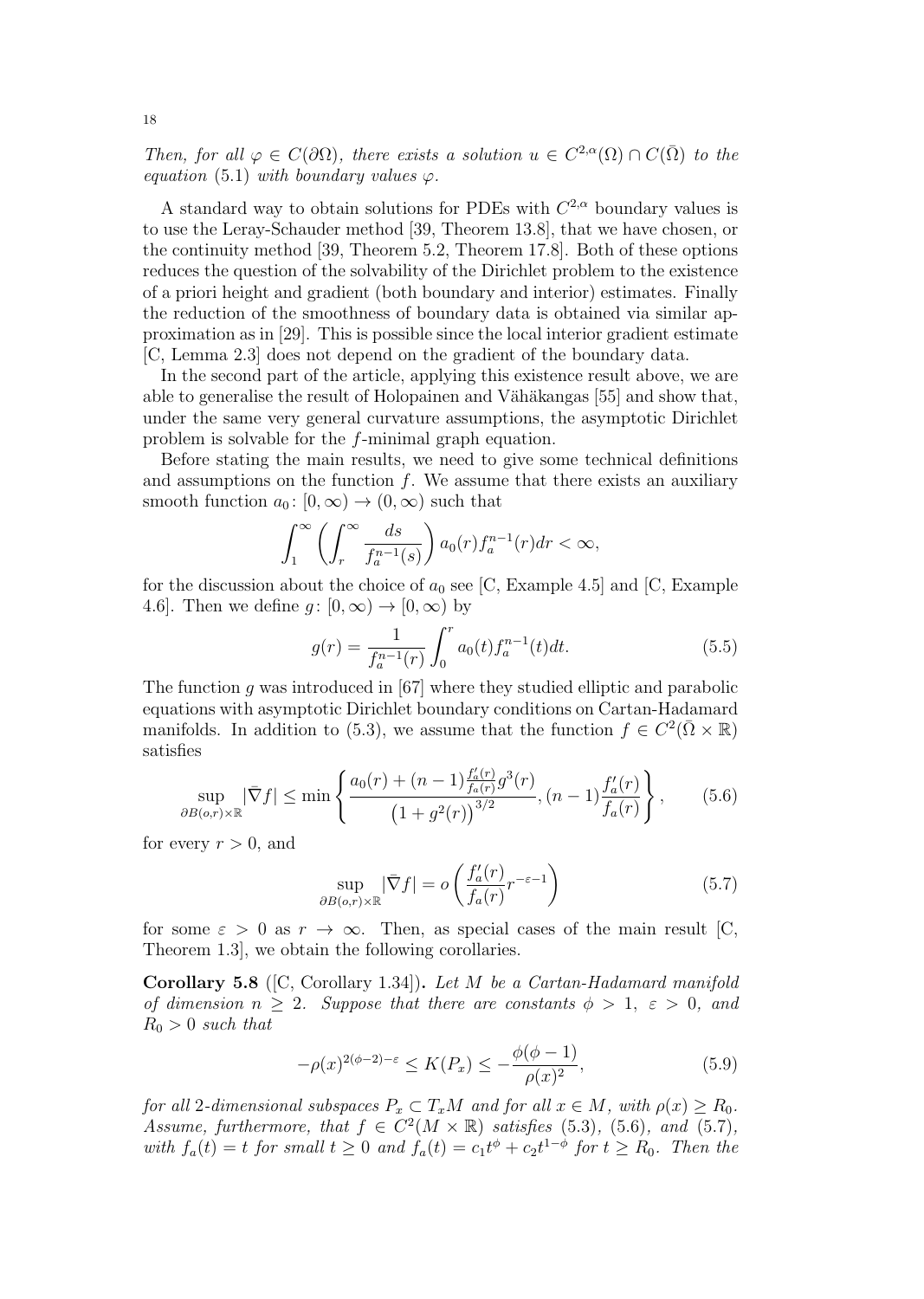*Then, for all $\varphi \in C(\partial\Omega)$, there exists a solution $u \in C^{2,\alpha}(\Omega) \cap C(\bar{\Omega})$ to the equation* (5.1) *with boundary values $\varphi$.*

A standard way to obtain solutions for PDEs with $C^{2,\alpha}$ boundary values is to use the Leray-Schauder method [39, Theorem 13.8], that we have chosen, or the continuity method [39, Theorem 5.2, Theorem 17.8]. Both of these options reduces the question of the solvability of the Dirichlet problem to the existence of a priori height and gradient (both boundary and interior) estimates. Finally the reduction of the smoothness of boundary data is obtained via similar approximation as in [29]. This is possible since the local interior gradient estimate [C, Lemma 2.3] does not depend on the gradient of the boundary data.

In the second part of the article, applying this existence result above, we are able to generalise the result of Holopainen and Vähäkangas [55] and show that, under the same very general curvature assumptions, the asymptotic Dirichlet problem is solvable for the $f$-minimal graph equation.

Before stating the main results, we need to give some technical definitions and assumptions on the function $f$. We assume that there exists an auxiliary smooth function $a_0 \colon [0,\infty) \to (0,\infty)$ such that

$$\int_1^\infty \left( \int_r^\infty \frac{ds}{f_a^{n-1}(s)} \right) a_0(r) f_a^{n-1}(r) dr < \infty,$$

for the discussion about the choice of $a_0$ see [C, Example 4.5] and [C, Example 4.6]. Then we define $g \colon [0,\infty) \to [0,\infty)$ by

$$g(r) = \frac{1}{f_a^{n-1}(r)} \int_0^r a_0(t) f_a^{n-1}(t) dt. \tag{5.5}$$

The function $g$ was introduced in [67] where they studied elliptic and parabolic equations with asymptotic Dirichlet boundary conditions on Cartan-Hadamard manifolds. In addition to (5.3), we assume that the function $f \in C^2(\bar{\Omega} \times \mathbb{R})$ satisfies

$$\sup_{\partial B(o,r) \times \mathbb{R}} |\bar{\nabla} f| \le \min \left\{ \frac{a_0(r) + (n-1)\frac{f_a'(r)}{f_a(r)} g^3(r)}{\left(1+g^2(r)\right)^{3/2}}, (n-1)\frac{f_a'(r)}{f_a(r)} \right\}, \tag{5.6}$$

for every $r > 0$, and

$$\sup_{\partial B(o,r) \times \mathbb{R}} |\bar{\nabla} f| = o\left( \frac{f_a'(r)}{f_a(r)} r^{-\varepsilon - 1} \right) \tag{5.7}$$

for some $\varepsilon > 0$ as $r \to \infty$. Then, as special cases of the main result [C, Theorem 1.3], we obtain the following corollaries.

**Corollary 5.8** ([C, Corollary 1.34])**.** *Let $M$ be a Cartan-Hadamard manifold of dimension $n \ge 2$. Suppose that there are constants $\phi > 1$, $\varepsilon > 0$, and $R_0 > 0$ such that*

$$-\rho(x)^{2(\phi-2)-\varepsilon} \le K(P_x) \le -\frac{\phi(\phi-1)}{\rho(x)^2}, \tag{5.9}$$

*for all 2-dimensional subspaces $P_x \subset T_x M$ and for all $x \in M$, with $\rho(x) \ge R_0$. Assume, furthermore, that $f \in C^2(M \times \mathbb{R})$ satisfies* (5.3), (5.6), *and* (5.7), *with $f_a(t) = t$ for small $t \ge 0$ and $f_a(t) = c_1 t^\phi + c_2 t^{1-\phi}$ for $t \ge R_0$. Then the*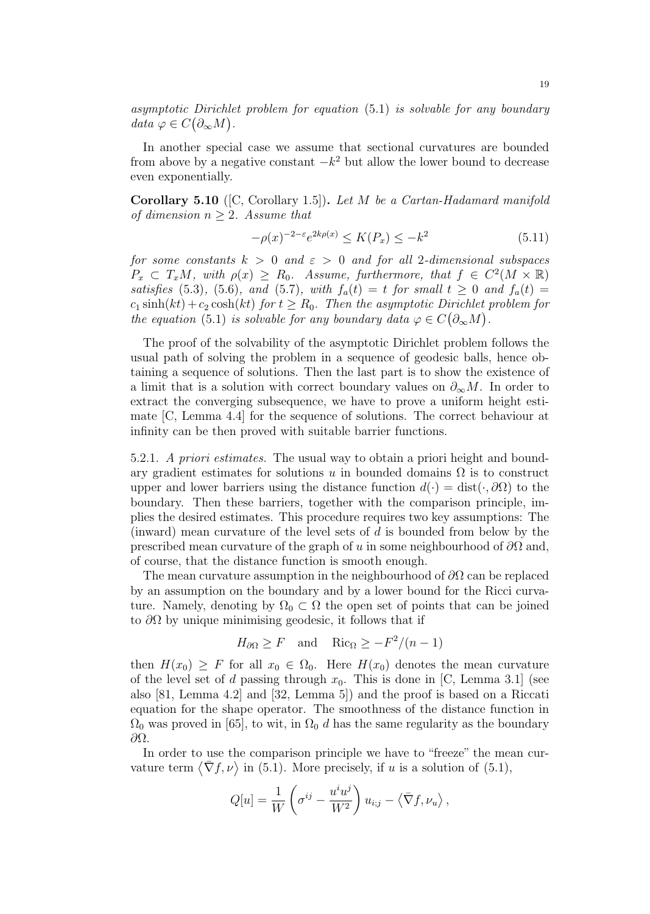*asymptotic Dirichlet problem for equation* (5.1) *is solvable for any boundary data* $\varphi \in C\big(\partial_\infty M\big)$.

In another special case we assume that sectional curvatures are bounded from above by a negative constant $-k^2$ but allow the lower bound to decrease even exponentially.

**Corollary 5.10** ([C, Corollary 1.5])**.** *Let $M$ be a Cartan-Hadamard manifold of dimension $n \geq 2$. Assume that*

$$-\rho(x)^{-2-\varepsilon} e^{2k\rho(x)} \leq K(P_x) \leq -k^2 \tag{5.11}$$

*for some constants $k > 0$ and $\varepsilon > 0$ and for all 2-dimensional subspaces $P_x \subset T_xM$, with $\rho(x) \geq R_0$. Assume, furthermore, that $f \in C^2(M \times \mathbb{R})$ satisfies* (5.3), (5.6), *and* (5.7), *with $f_a(t) = t$ for small $t \geq 0$ and $f_a(t) = c_1 \sinh(kt) + c_2 \cosh(kt)$ for $t \geq R_0$. Then the asymptotic Dirichlet problem for the equation* (5.1) *is solvable for any boundary data $\varphi \in C\big(\partial_\infty M\big)$.*

The proof of the solvability of the asymptotic Dirichlet problem follows the usual path of solving the problem in a sequence of geodesic balls, hence obtaining a sequence of solutions. Then the last part is to show the existence of a limit that is a solution with correct boundary values on $\partial_\infty M$. In order to extract the converging subsequence, we have to prove a uniform height estimate [C, Lemma 4.4] for the sequence of solutions. The correct behaviour at infinity can be then proved with suitable barrier functions.

5.2.1. *A priori estimates.* The usual way to obtain a priori height and boundary gradient estimates for solutions $u$ in bounded domains $\Omega$ is to construct upper and lower barriers using the distance function $d(\cdot) = \operatorname{dist}(\cdot, \partial\Omega)$ to the boundary. Then these barriers, together with the comparison principle, implies the desired estimates. This procedure requires two key assumptions: The (inward) mean curvature of the level sets of $d$ is bounded from below by the prescribed mean curvature of the graph of $u$ in some neighbourhood of $\partial\Omega$ and, of course, that the distance function is smooth enough.

The mean curvature assumption in the neighbourhood of $\partial\Omega$ can be replaced by an assumption on the boundary and by a lower bound for the Ricci curvature. Namely, denoting by $\Omega_0 \subset \Omega$ the open set of points that can be joined to $\partial\Omega$ by unique minimising geodesic, it follows that if

$$H_{\partial\Omega} \geq F \quad \text{and} \quad \operatorname{Ric}_\Omega \geq -F^2/(n-1)$$

then $H(x_0) \geq F$ for all $x_0 \in \Omega_0$. Here $H(x_0)$ denotes the mean curvature of the level set of $d$ passing through $x_0$. This is done in [C, Lemma 3.1] (see also [81, Lemma 4.2] and [32, Lemma 5]) and the proof is based on a Riccati equation for the shape operator. The smoothness of the distance function in $\Omega_0$ was proved in [65], to wit, in $\Omega_0$ $d$ has the same regularity as the boundary $\partial\Omega$.

In order to use the comparison principle we have to "freeze" the mean curvature term $\langle \bar\nabla f, \nu \rangle$ in (5.1). More precisely, if $u$ is a solution of (5.1),

$$Q[u] = \frac{1}{W}\left(\sigma^{ij} - \frac{u^i u^j}{W^2}\right) u_{i;j} - \left\langle \bar\nabla f, \nu_u \right\rangle,$$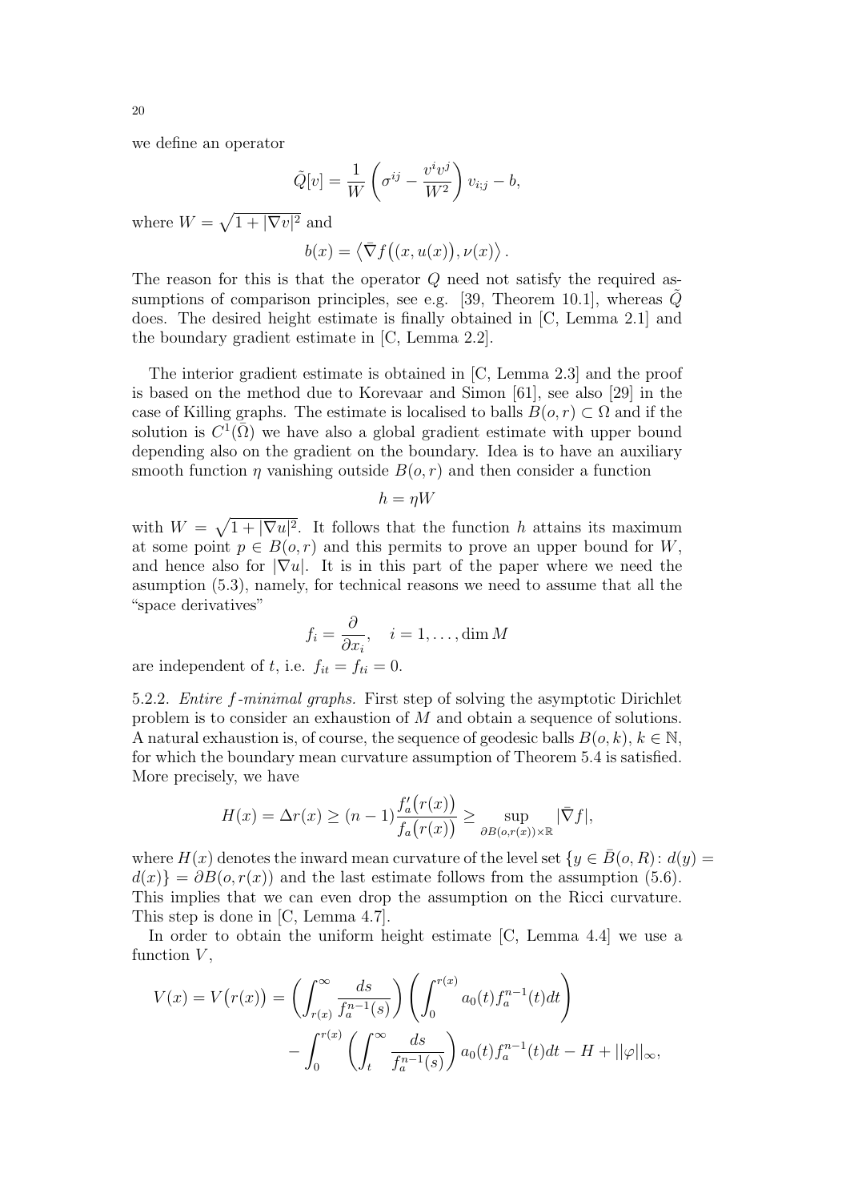we define an operator

$$\tilde{Q}[v] = \frac{1}{W}\left(\sigma^{ij} - \frac{v^i v^j}{W^2}\right) v_{i;j} - b,$$

where $W = \sqrt{1 + |\nabla v|^2}$ and

$$b(x) = \left\langle \bar{\nabla} f\big((x, u(x)\big), \nu(x) \right\rangle .$$

The reason for this is that the operator $Q$ need not satisfy the required assumptions of comparison principles, see e.g. [39, Theorem 10.1], whereas $\tilde{Q}$ does. The desired height estimate is finally obtained in [C, Lemma 2.1] and the boundary gradient estimate in [C, Lemma 2.2].

The interior gradient estimate is obtained in [C, Lemma 2.3] and the proof is based on the method due to Korevaar and Simon [61], see also [29] in the case of Killing graphs. The estimate is localised to balls $B(o, r) \subset \Omega$ and if the solution is $C^1(\bar{\Omega})$ we have also a global gradient estimate with upper bound depending also on the gradient on the boundary. Idea is to have an auxiliary smooth function $\eta$ vanishing outside $B(o, r)$ and then consider a function

$$h = \eta W$$

with $W = \sqrt{1 + |\nabla u|^2}$. It follows that the function $h$ attains its maximum at some point $p \in B(o, r)$ and this permits to prove an upper bound for $W$, and hence also for $|\nabla u|$. It is in this part of the paper where we need the asumption (5.3), namely, for technical reasons we need to assume that all the "space derivatives"

$$f_i = \frac{\partial}{\partial x_i}, \quad i = 1, \ldots, \dim M$$

are independent of $t$, i.e. $f_{it} = f_{ti} = 0$.

5.2.2. *Entire $f$-minimal graphs.* First step of solving the asymptotic Dirichlet problem is to consider an exhaustion of $M$ and obtain a sequence of solutions. A natural exhaustion is, of course, the sequence of geodesic balls $B(o, k)$, $k \in \mathbb{N}$, for which the boundary mean curvature assumption of Theorem 5.4 is satisfied. More precisely, we have

$$H(x) = \Delta r(x) \geq (n-1)\frac{f_a'\big(r(x)\big)}{f_a\big(r(x)\big)} \geq \sup_{\partial B(o, r(x)) \times \mathbb{R}} |\bar{\nabla} f|,$$

where $H(x)$ denotes the inward mean curvature of the level set $\{y \in \bar{B}(o, R) \colon d(y) = d(x)\} = \partial B(o, r(x))$ and the last estimate follows from the assumption (5.6). This implies that we can even drop the assumption on the Ricci curvature. This step is done in [C, Lemma 4.7].

In order to obtain the uniform height estimate [C, Lemma 4.4] we use a function $V$,

$$\begin{aligned} V(x) = V\big(r(x)\big) &= \left(\int_{r(x)}^{\infty} \frac{ds}{f_a^{n-1}(s)}\right)\left(\int_0^{r(x)} a_0(t) f_a^{n-1}(t) dt\right) \\ &\quad - \int_0^{r(x)} \left(\int_t^{\infty} \frac{ds}{f_a^{n-1}(s)}\right) a_0(t) f_a^{n-1}(t) dt - H + ||\varphi||_{\infty}, \end{aligned}$$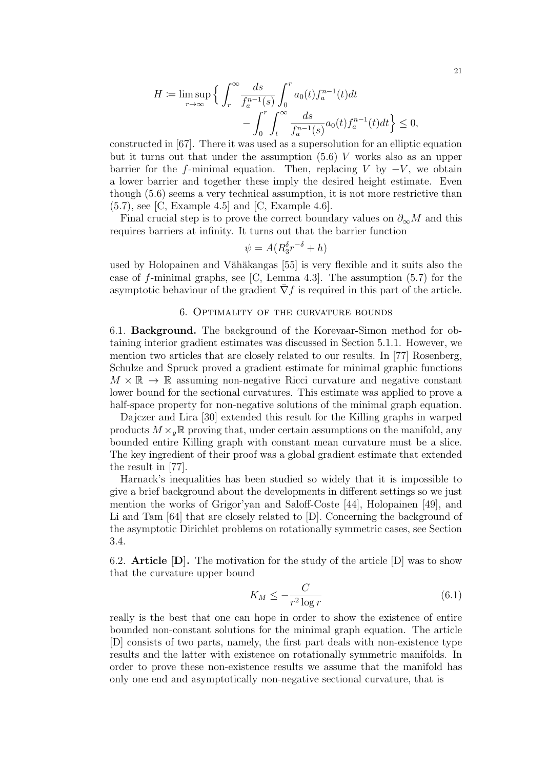$$H \coloneqq \limsup_{r\to\infty} \Big\{ \int_r^\infty \frac{ds}{f_a^{n-1}(s)} \int_0^r a_0(t) f_a^{n-1}(t)dt \\ - \int_0^r \int_t^\infty \frac{ds}{f_a^{n-1}(s)} a_0(t) f_a^{n-1}(t)dt \Big\} \le 0,$$

constructed in [67]. There it was used as a supersolution for an elliptic equation but it turns out that under the assumption (5.6) $V$ works also as an upper barrier for the $f$-minimal equation. Then, replacing $V$ by $-V$, we obtain a lower barrier and together these imply the desired height estimate. Even though (5.6) seems a very technical assumption, it is not more restrictive than (5.7), see [C, Example 4.5] and [C, Example 4.6].

Final crucial step is to prove the correct boundary values on $\partial_\infty M$ and this requires barriers at infinity. It turns out that the barrier function

$$\psi = A(R_3^\delta r^{-\delta} + h)$$

used by Holopainen and Vähäkangas [55] is very flexible and it suits also the case of $f$-minimal graphs, see [C, Lemma 4.3]. The assumption (5.7) for the asymptotic behaviour of the gradient $\bar\nabla f$ is required in this part of the article.

## 6. Optimality of the curvature bounds

**6.1. Background.** The background of the Korevaar-Simon method for obtaining interior gradient estimates was discussed in Section 5.1.1. However, we mention two articles that are closely related to our results. In [77] Rosenberg, Schulze and Spruck proved a gradient estimate for minimal graphic functions $M \times \mathbb{R} \to \mathbb{R}$ assuming non-negative Ricci curvature and negative constant lower bound for the sectional curvatures. This estimate was applied to prove a half-space property for non-negative solutions of the minimal graph equation.

Dajczer and Lira [30] extended this result for the Killing graphs in warped products $M \times_\varrho \mathbb{R}$ proving that, under certain assumptions on the manifold, any bounded entire Killing graph with constant mean curvature must be a slice. The key ingredient of their proof was a global gradient estimate that extended the result in [77].

Harnack's inequalities has been studied so widely that it is impossible to give a brief background about the developments in different settings so we just mention the works of Grigor'yan and Saloff-Coste [44], Holopainen [49], and Li and Tam [64] that are closely related to [D]. Concerning the background of the asymptotic Dirichlet problems on rotationally symmetric cases, see Section 3.4.

**6.2. Article [D].** The motivation for the study of the article [D] was to show that the curvature upper bound

$$K_M \le -\frac{C}{r^2 \log r} \tag{6.1}$$

really is the best that one can hope in order to show the existence of entire bounded non-constant solutions for the minimal graph equation. The article [D] consists of two parts, namely, the first part deals with non-existence type results and the latter with existence on rotationally symmetric manifolds. In order to prove these non-existence results we assume that the manifold has only one end and asymptotically non-negative sectional curvature, that is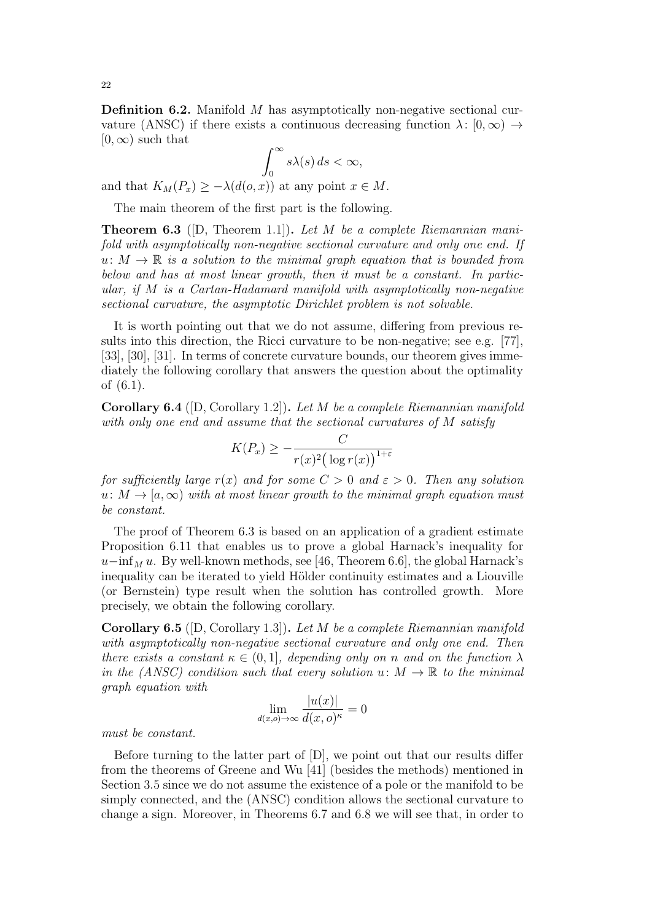**Definition 6.2.** Manifold $M$ has asymptotically non-negative sectional curvature (ANSC) if there exists a continuous decreasing function $\lambda\colon [0,\infty) \to [0,\infty)$ such that

$$\int_0^\infty s\lambda(s)\,ds < \infty,$$

and that $K_M(P_x) \geq -\lambda(d(o,x))$ at any point $x \in M$.

The main theorem of the first part is the following.

**Theorem 6.3** ([D, Theorem 1.1])**.** *Let $M$ be a complete Riemannian manifold with asymptotically non-negative sectional curvature and only one end. If $u\colon M \to \mathbb{R}$ is a solution to the minimal graph equation that is bounded from below and has at most linear growth, then it must be a constant. In particular, if $M$ is a Cartan-Hadamard manifold with asymptotically non-negative sectional curvature, the asymptotic Dirichlet problem is not solvable.*

It is worth pointing out that we do not assume, differing from previous results into this direction, the Ricci curvature to be non-negative; see e.g. [77], [33], [30], [31]. In terms of concrete curvature bounds, our theorem gives immediately the following corollary that answers the question about the optimality of (6.1).

**Corollary 6.4** ([D, Corollary 1.2])**.** *Let $M$ be a complete Riemannian manifold with only one end and assume that the sectional curvatures of $M$ satisfy*

$$K(P_x) \geq -\frac{C}{r(x)^2\big(\log r(x)\big)^{1+\varepsilon}}$$

*for sufficiently large $r(x)$ and for some $C > 0$ and $\varepsilon > 0$. Then any solution $u\colon M \to [a,\infty)$ with at most linear growth to the minimal graph equation must be constant.*

The proof of Theorem 6.3 is based on an application of a gradient estimate Proposition 6.11 that enables us to prove a global Harnack's inequality for $u - \inf_M u$. By well-known methods, see [46, Theorem 6.6], the global Harnack's inequality can be iterated to yield Hölder continuity estimates and a Liouville (or Bernstein) type result when the solution has controlled growth. More precisely, we obtain the following corollary.

**Corollary 6.5** ([D, Corollary 1.3])**.** *Let $M$ be a complete Riemannian manifold with asymptotically non-negative sectional curvature and only one end. Then there exists a constant $\kappa \in (0,1]$, depending only on $n$ and on the function $\lambda$ in the (ANSC) condition such that every solution $u\colon M \to \mathbb{R}$ to the minimal graph equation with*

$$\lim_{d(x,o)\to\infty} \frac{|u(x)|}{d(x,o)^\kappa} = 0$$

*must be constant.*

Before turning to the latter part of [D], we point out that our results differ from the theorems of Greene and Wu [41] (besides the methods) mentioned in Section 3.5 since we do not assume the existence of a pole or the manifold to be simply connected, and the (ANSC) condition allows the sectional curvature to change a sign. Moreover, in Theorems 6.7 and 6.8 we will see that, in order to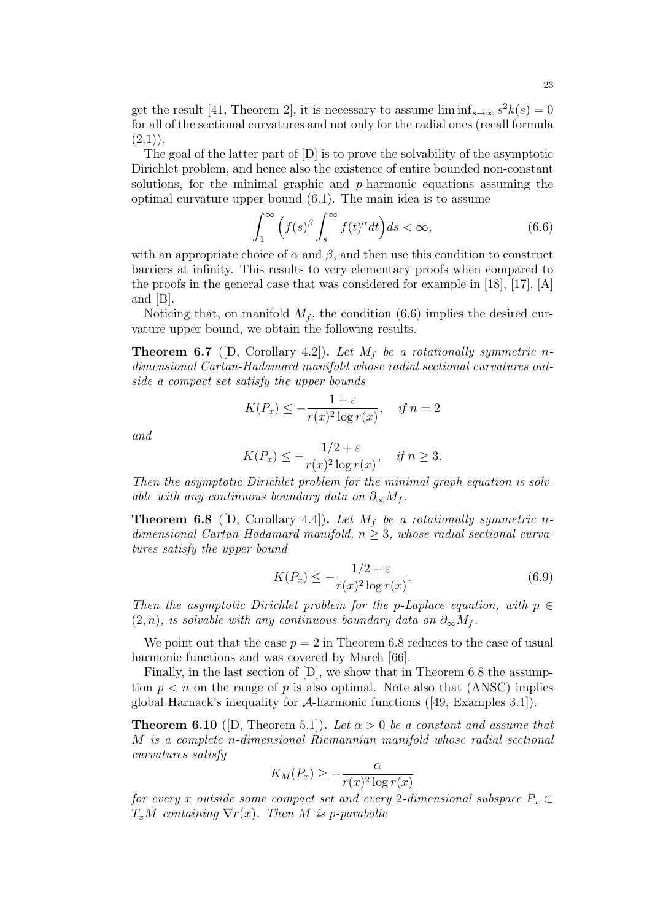get the result [41, Theorem 2], it is necessary to assume $\liminf_{s\to\infty} s^2 k(s) = 0$ for all of the sectional curvatures and not only for the radial ones (recall formula (2.1)).

The goal of the latter part of [D] is to prove the solvability of the asymptotic Dirichlet problem, and hence also the existence of entire bounded non-constant solutions, for the minimal graphic and $p$-harmonic equations assuming the optimal curvature upper bound (6.1). The main idea is to assume

$$\int_1^\infty \Big( f(s)^\beta \int_s^\infty f(t)^\alpha dt \Big) ds < \infty, \tag{6.6}$$

with an appropriate choice of $\alpha$ and $\beta$, and then use this condition to construct barriers at infinity. This results to very elementary proofs when compared to the proofs in the general case that was considered for example in [18], [17], [A] and [B].

Noticing that, on manifold $M_f$, the condition (6.6) implies the desired curvature upper bound, we obtain the following results.

**Theorem 6.7** ([D, Corollary 4.2])**.** *Let $M_f$ be a rotationally symmetric $n$-dimensional Cartan-Hadamard manifold whose radial sectional curvatures outside a compact set satisfy the upper bounds*

$$K(P_x) \le -\frac{1+\varepsilon}{r(x)^2 \log r(x)}, \quad \text{if } n = 2$$

*and*

$$K(P_x) \le -\frac{1/2+\varepsilon}{r(x)^2 \log r(x)}, \quad \text{if } n \ge 3.$$

*Then the asymptotic Dirichlet problem for the minimal graph equation is solvable with any continuous boundary data on $\partial_\infty M_f$.*

**Theorem 6.8** ([D, Corollary 4.4])**.** *Let $M_f$ be a rotationally symmetric $n$-dimensional Cartan-Hadamard manifold, $n \ge 3$, whose radial sectional curvatures satisfy the upper bound*

$$K(P_x) \le -\frac{1/2+\varepsilon}{r(x)^2 \log r(x)}. \tag{6.9}$$

*Then the asymptotic Dirichlet problem for the $p$-Laplace equation, with $p \in (2, n)$, is solvable with any continuous boundary data on $\partial_\infty M_f$.*

We point out that the case $p = 2$ in Theorem 6.8 reduces to the case of usual harmonic functions and was covered by March [66].

Finally, in the last section of [D], we show that in Theorem 6.8 the assumption $p < n$ on the range of $p$ is also optimal. Note also that (ANSC) implies global Harnack's inequality for $\mathcal{A}$-harmonic functions ([49, Examples 3.1]).

**Theorem 6.10** ([D, Theorem 5.1])**.** *Let $\alpha > 0$ be a constant and assume that $M$ is a complete $n$-dimensional Riemannian manifold whose radial sectional curvatures satisfy*

$$K_M(P_x) \ge -\frac{\alpha}{r(x)^2 \log r(x)}$$

*for every $x$ outside some compact set and every 2-dimensional subspace $P_x \subset T_xM$ containing $\nabla r(x)$. Then $M$ is $p$-parabolic*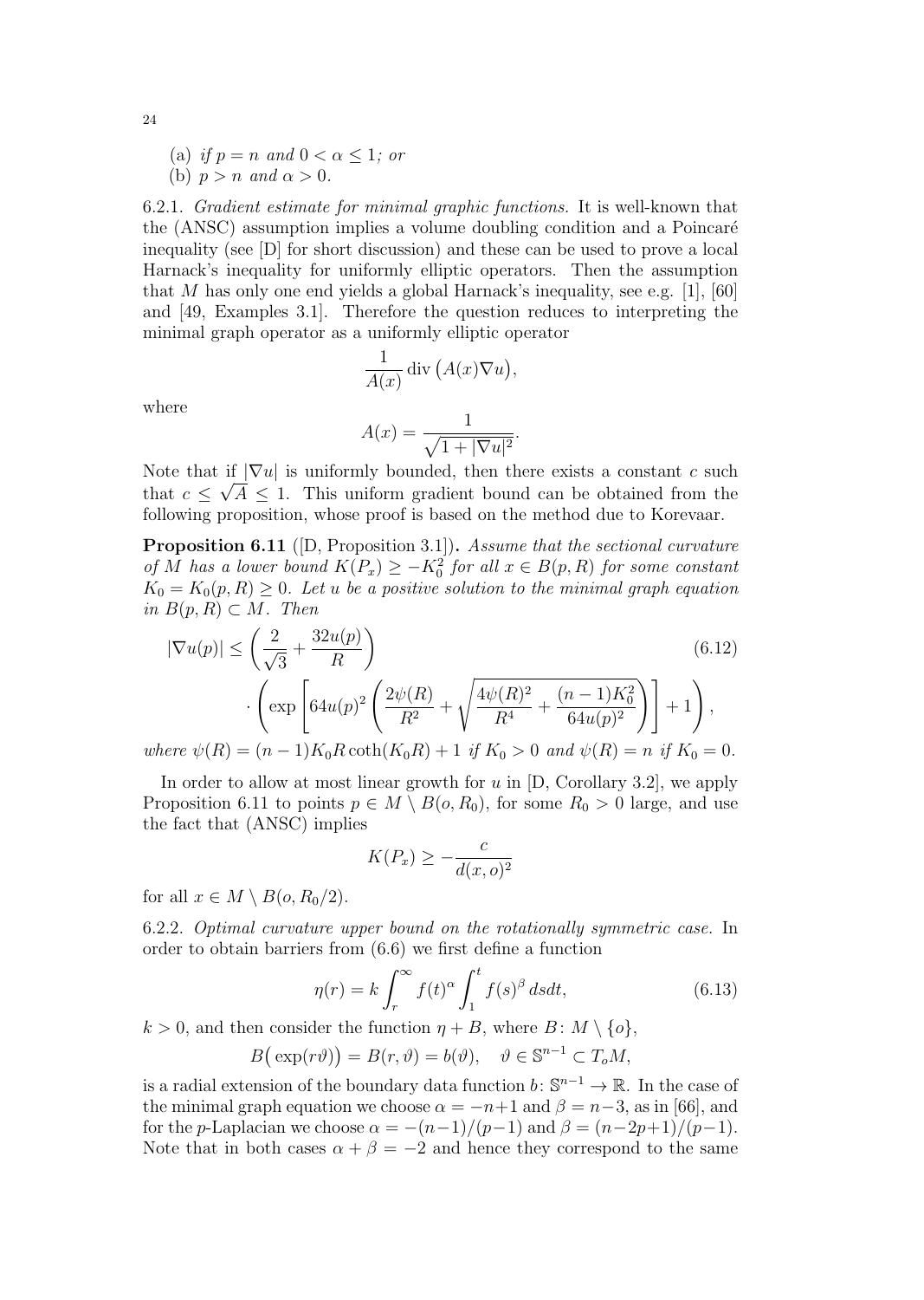(a) *if* $p = n$ *and* $0 < \alpha \leq 1$*; or*
(b) $p > n$ *and* $\alpha > 0$.

6.2.1. *Gradient estimate for minimal graphic functions.* It is well-known that the (ANSC) assumption implies a volume doubling condition and a Poincaré inequality (see [D] for short discussion) and these can be used to prove a local Harnack's inequality for uniformly elliptic operators. Then the assumption that $M$ has only one end yields a global Harnack's inequality, see e.g. [1], [60] and [49, Examples 3.1]. Therefore the question reduces to interpreting the minimal graph operator as a uniformly elliptic operator

$$\frac{1}{A(x)} \operatorname{div}\big(A(x)\nabla u\big),$$

where

$$A(x) = \frac{1}{\sqrt{1 + |\nabla u|^2}}.$$

Note that if $|\nabla u|$ is uniformly bounded, then there exists a constant $c$ such that $c \leq \sqrt{A} \leq 1$. This uniform gradient bound can be obtained from the following proposition, whose proof is based on the method due to Korevaar.

**Proposition 6.11** ([D, Proposition 3.1])**.** *Assume that the sectional curvature of $M$ has a lower bound $K(P_x) \geq -K_0^2$ for all $x \in B(p,R)$ for some constant $K_0 = K_0(p,R) \geq 0$. Let $u$ be a positive solution to the minimal graph equation in $B(p,R) \subset M$. Then*

$$|\nabla u(p)| \leq \left(\frac{2}{\sqrt{3}} + \frac{32u(p)}{R}\right) \cdot \left(\exp\left[64u(p)^2\left(\frac{2\psi(R)}{R^2} + \sqrt{\frac{4\psi(R)^2}{R^4} + \frac{(n-1)K_0^2}{64u(p)^2}}\right)\right] + 1\right), \tag{6.12}$$

*where $\psi(R) = (n-1)K_0 R \coth(K_0 R) + 1$ if $K_0 > 0$ and $\psi(R) = n$ if $K_0 = 0$.*

In order to allow at most linear growth for $u$ in [D, Corollary 3.2], we apply Proposition 6.11 to points $p \in M \setminus B(o, R_0)$, for some $R_0 > 0$ large, and use the fact that (ANSC) implies

$$K(P_x) \geq -\frac{c}{d(x,o)^2}$$

for all $x \in M \setminus B(o, R_0/2)$.

6.2.2. *Optimal curvature upper bound on the rotationally symmetric case.* In order to obtain barriers from (6.6) we first define a function

$$\eta(r) = k \int_r^\infty f(t)^\alpha \int_1^t f(s)^\beta \, ds dt, \tag{6.13}$$

$k > 0$, and then consider the function $\eta + B$, where $B \colon M \setminus \{o\}$,

$$B\big(\exp(r\vartheta)\big) = B(r,\vartheta) = b(\vartheta), \quad \vartheta \in \mathbb{S}^{n-1} \subset T_o M,$$

is a radial extension of the boundary data function $b \colon \mathbb{S}^{n-1} \to \mathbb{R}$. In the case of the minimal graph equation we choose $\alpha = -n+1$ and $\beta = n-3$, as in [66], and for the $p$-Laplacian we choose $\alpha = -(n-1)/(p-1)$ and $\beta = (n-2p+1)/(p-1)$. Note that in both cases $\alpha + \beta = -2$ and hence they correspond to the same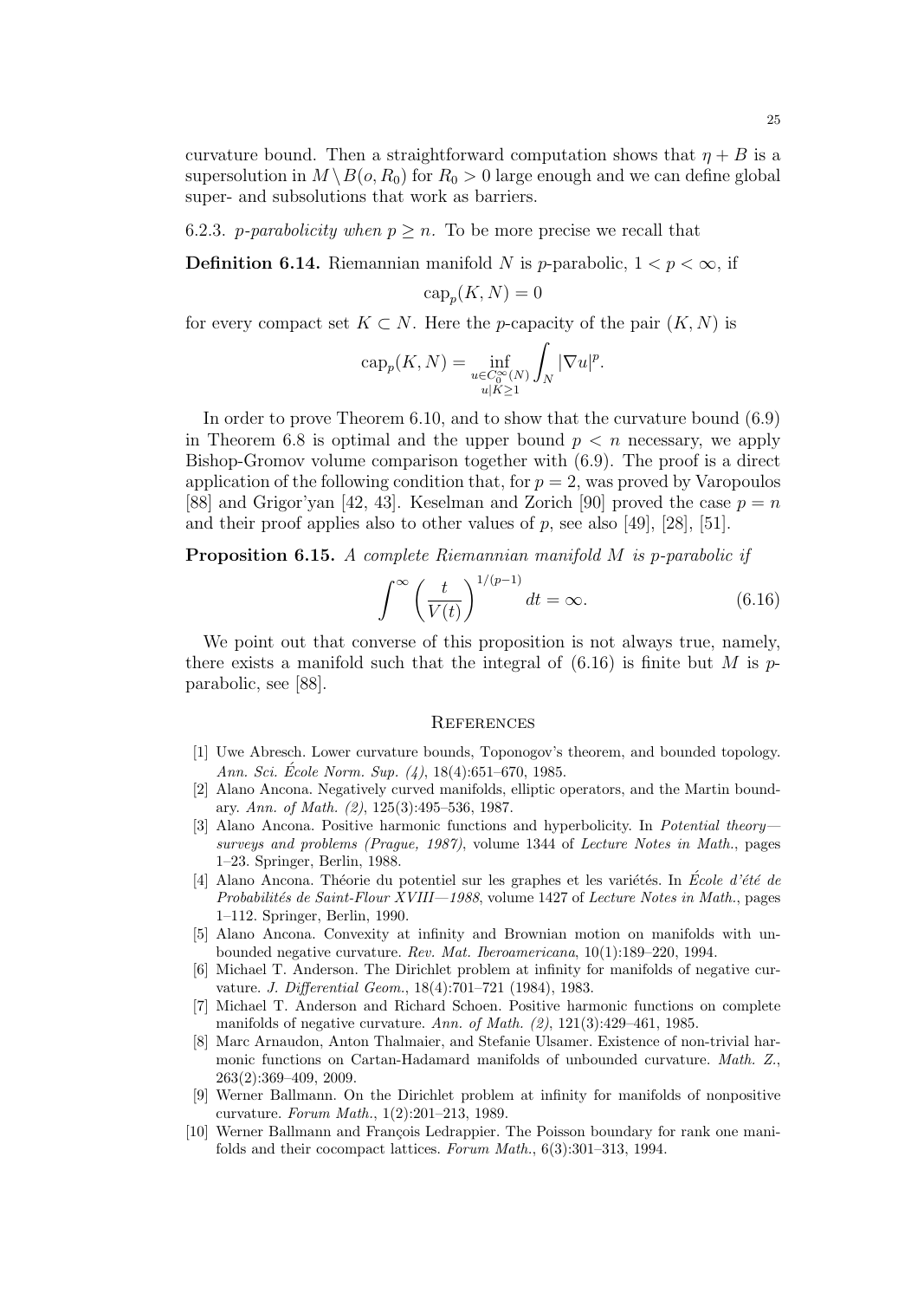curvature bound. Then a straightforward computation shows that $\eta + B$ is a supersolution in $M \setminus B(o, R_0)$ for $R_0 > 0$ large enough and we can define global super- and subsolutions that work as barriers.

6.2.3. *$p$-parabolicity when $p \geq n$.* To be more precise we recall that

**Definition 6.14.** Riemannian manifold $N$ is $p$-parabolic, $1 < p < \infty$, if

$$\text{cap}_p(K, N) = 0$$

for every compact set $K \subset N$. Here the $p$-capacity of the pair $(K, N)$ is

$$\text{cap}_p(K, N) = \inf_{\substack{u \in C_0^\infty(N) \\ u|K \geq 1}} \int_N |\nabla u|^p.$$

In order to prove Theorem 6.10, and to show that the curvature bound (6.9) in Theorem 6.8 is optimal and the upper bound $p < n$ necessary, we apply Bishop-Gromov volume comparison together with (6.9). The proof is a direct application of the following condition that, for $p = 2$, was proved by Varopoulos [88] and Grigor'yan [42, 43]. Keselman and Zorich [90] proved the case $p = n$ and their proof applies also to other values of $p$, see also [49], [28], [51].

**Proposition 6.15.** *A complete Riemannian manifold $M$ is $p$-parabolic if*

$$\int^\infty \left( \frac{t}{V(t)} \right)^{1/(p-1)} dt = \infty. \tag{6.16}$$

We point out that converse of this proposition is not always true, namely, there exists a manifold such that the integral of (6.16) is finite but $M$ is $p$-parabolic, see [88].

## References

[1] Uwe Abresch. Lower curvature bounds, Toponogov's theorem, and bounded topology. *Ann. Sci. École Norm. Sup. (4)*, 18(4):651–670, 1985.

[2] Alano Ancona. Negatively curved manifolds, elliptic operators, and the Martin boundary. *Ann. of Math. (2)*, 125(3):495–536, 1987.

[3] Alano Ancona. Positive harmonic functions and hyperbolicity. In *Potential theory—surveys and problems (Prague, 1987)*, volume 1344 of *Lecture Notes in Math.*, pages 1–23. Springer, Berlin, 1988.

[4] Alano Ancona. Théorie du potentiel sur les graphes et les variétés. In *École d'été de Probabilités de Saint-Flour XVIII—1988*, volume 1427 of *Lecture Notes in Math.*, pages 1–112. Springer, Berlin, 1990.

[5] Alano Ancona. Convexity at infinity and Brownian motion on manifolds with unbounded negative curvature. *Rev. Mat. Iberoamericana*, 10(1):189–220, 1994.

[6] Michael T. Anderson. The Dirichlet problem at infinity for manifolds of negative curvature. *J. Differential Geom.*, 18(4):701–721 (1984), 1983.

[7] Michael T. Anderson and Richard Schoen. Positive harmonic functions on complete manifolds of negative curvature. *Ann. of Math. (2)*, 121(3):429–461, 1985.

[8] Marc Arnaudon, Anton Thalmaier, and Stefanie Ulsamer. Existence of non-trivial harmonic functions on Cartan-Hadamard manifolds of unbounded curvature. *Math. Z.*, 263(2):369–409, 2009.

[9] Werner Ballmann. On the Dirichlet problem at infinity for manifolds of nonpositive curvature. *Forum Math.*, 1(2):201–213, 1989.

[10] Werner Ballmann and François Ledrappier. The Poisson boundary for rank one manifolds and their cocompact lattices. *Forum Math.*, 6(3):301–313, 1994.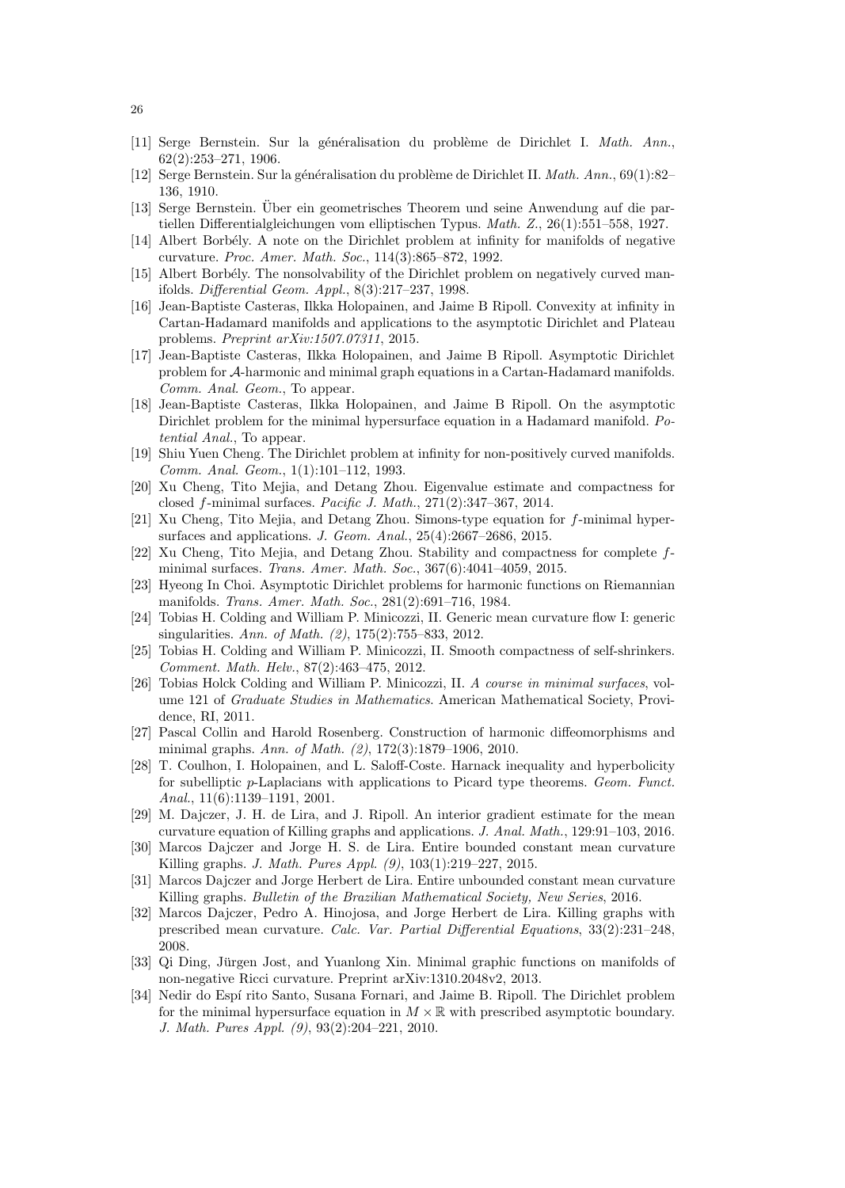[11] Serge Bernstein. Sur la généralisation du problème de Dirichlet I. *Math. Ann.*, 62(2):253–271, 1906.

[12] Serge Bernstein. Sur la généralisation du problème de Dirichlet II. *Math. Ann.*, 69(1):82–136, 1910.

[13] Serge Bernstein. Über ein geometrisches Theorem und seine Anwendung auf die partiellen Differentialgleichungen vom elliptischen Typus. *Math. Z.*, 26(1):551–558, 1927.

[14] Albert Borbély. A note on the Dirichlet problem at infinity for manifolds of negative curvature. *Proc. Amer. Math. Soc.*, 114(3):865–872, 1992.

[15] Albert Borbély. The nonsolvability of the Dirichlet problem on negatively curved manifolds. *Differential Geom. Appl.*, 8(3):217–237, 1998.

[16] Jean-Baptiste Casteras, Ilkka Holopainen, and Jaime B Ripoll. Convexity at infinity in Cartan-Hadamard manifolds and applications to the asymptotic Dirichlet and Plateau problems. *Preprint arXiv:1507.07311*, 2015.

[17] Jean-Baptiste Casteras, Ilkka Holopainen, and Jaime B Ripoll. Asymptotic Dirichlet problem for $\mathcal{A}$-harmonic and minimal graph equations in a Cartan-Hadamard manifolds. *Comm. Anal. Geom.*, To appear.

[18] Jean-Baptiste Casteras, Ilkka Holopainen, and Jaime B Ripoll. On the asymptotic Dirichlet problem for the minimal hypersurface equation in a Hadamard manifold. *Potential Anal.*, To appear.

[19] Shiu Yuen Cheng. The Dirichlet problem at infinity for non-positively curved manifolds. *Comm. Anal. Geom.*, 1(1):101–112, 1993.

[20] Xu Cheng, Tito Mejia, and Detang Zhou. Eigenvalue estimate and compactness for closed $f$-minimal surfaces. *Pacific J. Math.*, 271(2):347–367, 2014.

[21] Xu Cheng, Tito Mejia, and Detang Zhou. Simons-type equation for $f$-minimal hypersurfaces and applications. *J. Geom. Anal.*, 25(4):2667–2686, 2015.

[22] Xu Cheng, Tito Mejia, and Detang Zhou. Stability and compactness for complete $f$-minimal surfaces. *Trans. Amer. Math. Soc.*, 367(6):4041–4059, 2015.

[23] Hyeong In Choi. Asymptotic Dirichlet problems for harmonic functions on Riemannian manifolds. *Trans. Amer. Math. Soc.*, 281(2):691–716, 1984.

[24] Tobias H. Colding and William P. Minicozzi, II. Generic mean curvature flow I: generic singularities. *Ann. of Math. (2)*, 175(2):755–833, 2012.

[25] Tobias H. Colding and William P. Minicozzi, II. Smooth compactness of self-shrinkers. *Comment. Math. Helv.*, 87(2):463–475, 2012.

[26] Tobias Holck Colding and William P. Minicozzi, II. *A course in minimal surfaces*, volume 121 of *Graduate Studies in Mathematics*. American Mathematical Society, Providence, RI, 2011.

[27] Pascal Collin and Harold Rosenberg. Construction of harmonic diffeomorphisms and minimal graphs. *Ann. of Math. (2)*, 172(3):1879–1906, 2010.

[28] T. Coulhon, I. Holopainen, and L. Saloff-Coste. Harnack inequality and hyperbolicity for subelliptic $p$-Laplacians with applications to Picard type theorems. *Geom. Funct. Anal.*, 11(6):1139–1191, 2001.

[29] M. Dajczer, J. H. de Lira, and J. Ripoll. An interior gradient estimate for the mean curvature equation of Killing graphs and applications. *J. Anal. Math.*, 129:91–103, 2016.

[30] Marcos Dajczer and Jorge H. S. de Lira. Entire bounded constant mean curvature Killing graphs. *J. Math. Pures Appl. (9)*, 103(1):219–227, 2015.

[31] Marcos Dajczer and Jorge Herbert de Lira. Entire unbounded constant mean curvature Killing graphs. *Bulletin of the Brazilian Mathematical Society, New Series*, 2016.

[32] Marcos Dajczer, Pedro A. Hinojosa, and Jorge Herbert de Lira. Killing graphs with prescribed mean curvature. *Calc. Var. Partial Differential Equations*, 33(2):231–248, 2008.

[33] Qi Ding, Jürgen Jost, and Yuanlong Xin. Minimal graphic functions on manifolds of non-negative Ricci curvature. Preprint arXiv:1310.2048v2, 2013.

[34] Nedir do Espí rito Santo, Susana Fornari, and Jaime B. Ripoll. The Dirichlet problem for the minimal hypersurface equation in $M \times \mathbb{R}$ with prescribed asymptotic boundary. *J. Math. Pures Appl. (9)*, 93(2):204–221, 2010.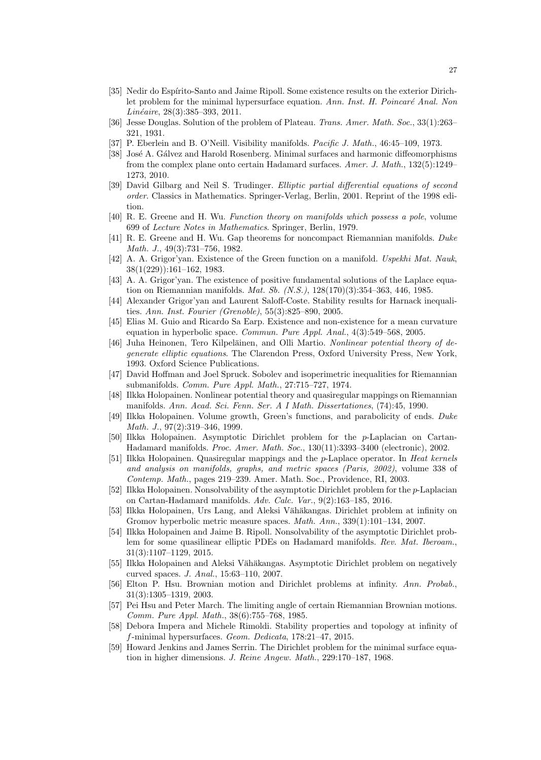- [35] Nedir do Espírito-Santo and Jaime Ripoll. Some existence results on the exterior Dirichlet problem for the minimal hypersurface equation. *Ann. Inst. H. Poincaré Anal. Non Linéaire*, 28(3):385–393, 2011.
- [36] Jesse Douglas. Solution of the problem of Plateau. *Trans. Amer. Math. Soc.*, 33(1):263–321, 1931.
- [37] P. Eberlein and B. O'Neill. Visibility manifolds. *Pacific J. Math.*, 46:45–109, 1973.
- [38] José A. Gálvez and Harold Rosenberg. Minimal surfaces and harmonic diffeomorphisms from the complex plane onto certain Hadamard surfaces. *Amer. J. Math.*, 132(5):1249–1273, 2010.
- [39] David Gilbarg and Neil S. Trudinger. *Elliptic partial differential equations of second order*. Classics in Mathematics. Springer-Verlag, Berlin, 2001. Reprint of the 1998 edition.
- [40] R. E. Greene and H. Wu. *Function theory on manifolds which possess a pole*, volume 699 of *Lecture Notes in Mathematics*. Springer, Berlin, 1979.
- [41] R. E. Greene and H. Wu. Gap theorems for noncompact Riemannian manifolds. *Duke Math. J.*, 49(3):731–756, 1982.
- [42] A. A. Grigor'yan. Existence of the Green function on a manifold. *Uspekhi Mat. Nauk*, 38(1(229)):161–162, 1983.
- [43] A. A. Grigor'yan. The existence of positive fundamental solutions of the Laplace equation on Riemannian manifolds. *Mat. Sb. (N.S.)*, 128(170)(3):354–363, 446, 1985.
- [44] Alexander Grigor'yan and Laurent Saloff-Coste. Stability results for Harnack inequalities. *Ann. Inst. Fourier (Grenoble)*, 55(3):825–890, 2005.
- [45] Elias M. Guio and Ricardo Sa Earp. Existence and non-existence for a mean curvature equation in hyperbolic space. *Commun. Pure Appl. Anal.*, 4(3):549–568, 2005.
- [46] Juha Heinonen, Tero Kilpeläinen, and Olli Martio. *Nonlinear potential theory of degenerate elliptic equations*. The Clarendon Press, Oxford University Press, New York, 1993. Oxford Science Publications.
- [47] David Hoffman and Joel Spruck. Sobolev and isoperimetric inequalities for Riemannian submanifolds. *Comm. Pure Appl. Math.*, 27:715–727, 1974.
- [48] Ilkka Holopainen. Nonlinear potential theory and quasiregular mappings on Riemannian manifolds. *Ann. Acad. Sci. Fenn. Ser. A I Math. Dissertationes*, (74):45, 1990.
- [49] Ilkka Holopainen. Volume growth, Green's functions, and parabolicity of ends. *Duke Math. J.*, 97(2):319–346, 1999.
- [50] Ilkka Holopainen. Asymptotic Dirichlet problem for the $p$-Laplacian on Cartan-Hadamard manifolds. *Proc. Amer. Math. Soc.*, 130(11):3393–3400 (electronic), 2002.
- [51] Ilkka Holopainen. Quasiregular mappings and the $p$-Laplace operator. In *Heat kernels and analysis on manifolds, graphs, and metric spaces (Paris, 2002)*, volume 338 of *Contemp. Math.*, pages 219–239. Amer. Math. Soc., Providence, RI, 2003.
- [52] Ilkka Holopainen. Nonsolvability of the asymptotic Dirichlet problem for the $p$-Laplacian on Cartan-Hadamard manifolds. *Adv. Calc. Var.*, 9(2):163–185, 2016.
- [53] Ilkka Holopainen, Urs Lang, and Aleksi Vähäkangas. Dirichlet problem at infinity on Gromov hyperbolic metric measure spaces. *Math. Ann.*, 339(1):101–134, 2007.
- [54] Ilkka Holopainen and Jaime B. Ripoll. Nonsolvability of the asymptotic Dirichlet problem for some quasilinear elliptic PDEs on Hadamard manifolds. *Rev. Mat. Iberoam.*, 31(3):1107–1129, 2015.
- [55] Ilkka Holopainen and Aleksi Vähäkangas. Asymptotic Dirichlet problem on negatively curved spaces. *J. Anal.*, 15:63–110, 2007.
- [56] Elton P. Hsu. Brownian motion and Dirichlet problems at infinity. *Ann. Probab.*, 31(3):1305–1319, 2003.
- [57] Pei Hsu and Peter March. The limiting angle of certain Riemannian Brownian motions. *Comm. Pure Appl. Math.*, 38(6):755–768, 1985.
- [58] Debora Impera and Michele Rimoldi. Stability properties and topology at infinity of $f$-minimal hypersurfaces. *Geom. Dedicata*, 178:21–47, 2015.
- [59] Howard Jenkins and James Serrin. The Dirichlet problem for the minimal surface equation in higher dimensions. *J. Reine Angew. Math.*, 229:170–187, 1968.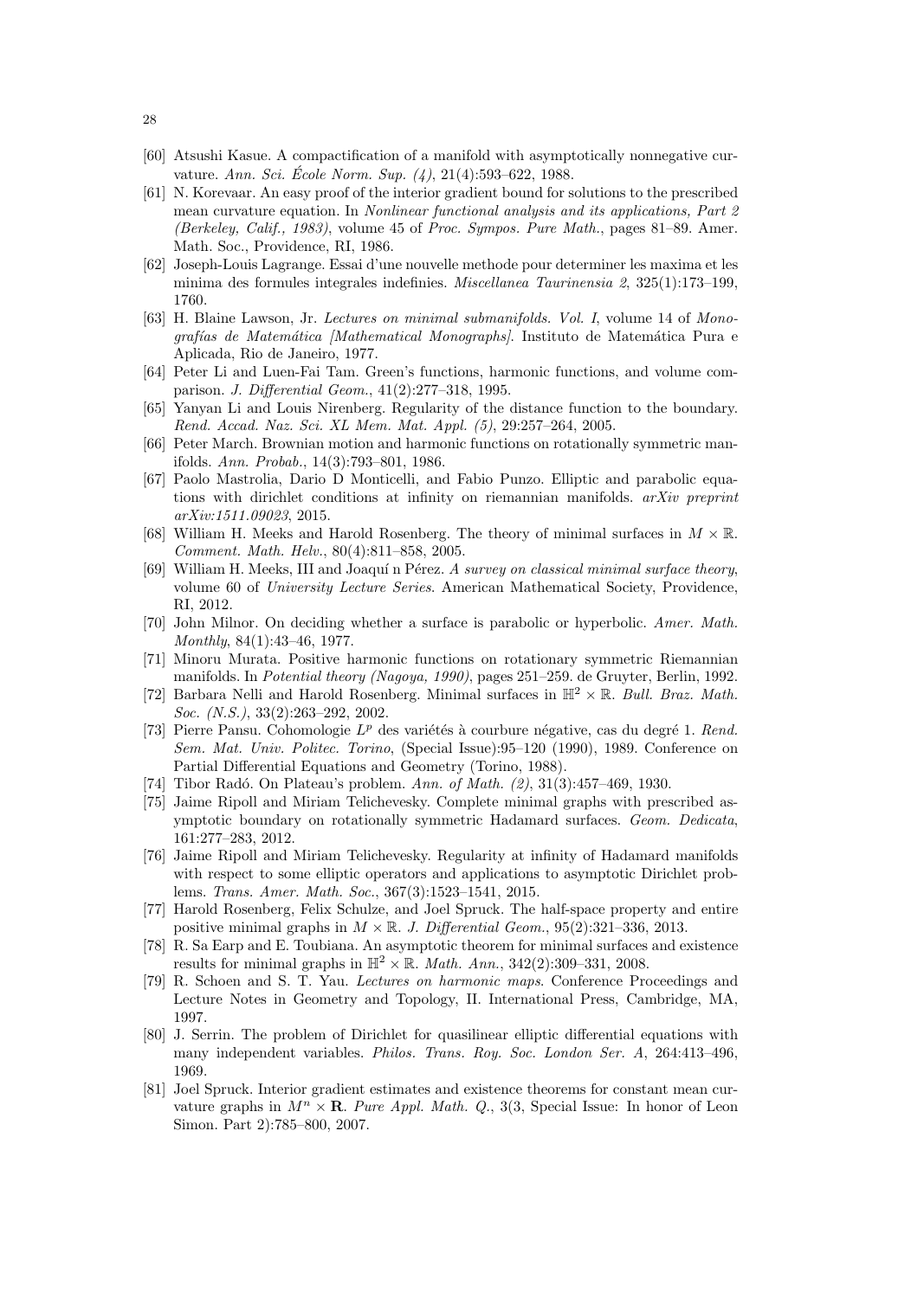[60] Atsushi Kasue. A compactification of a manifold with asymptotically nonnegative curvature. *Ann. Sci. École Norm. Sup. (4)*, 21(4):593–622, 1988.

[61] N. Korevaar. An easy proof of the interior gradient bound for solutions to the prescribed mean curvature equation. In *Nonlinear functional analysis and its applications, Part 2 (Berkeley, Calif., 1983)*, volume 45 of *Proc. Sympos. Pure Math.*, pages 81–89. Amer. Math. Soc., Providence, RI, 1986.

[62] Joseph-Louis Lagrange. Essai d'une nouvelle methode pour determiner les maxima et les minima des formules integrales indefinies. *Miscellanea Taurinensia 2*, 325(1):173–199, 1760.

[63] H. Blaine Lawson, Jr. *Lectures on minimal submanifolds. Vol. I*, volume 14 of *Monografías de Matemática [Mathematical Monographs]*. Instituto de Matemática Pura e Aplicada, Rio de Janeiro, 1977.

[64] Peter Li and Luen-Fai Tam. Green's functions, harmonic functions, and volume comparison. *J. Differential Geom.*, 41(2):277–318, 1995.

[65] Yanyan Li and Louis Nirenberg. Regularity of the distance function to the boundary. *Rend. Accad. Naz. Sci. XL Mem. Mat. Appl. (5)*, 29:257–264, 2005.

[66] Peter March. Brownian motion and harmonic functions on rotationally symmetric manifolds. *Ann. Probab.*, 14(3):793–801, 1986.

[67] Paolo Mastrolia, Dario D Monticelli, and Fabio Punzo. Elliptic and parabolic equations with dirichlet conditions at infinity on riemannian manifolds. *arXiv preprint arXiv:1511.09023*, 2015.

[68] William H. Meeks and Harold Rosenberg. The theory of minimal surfaces in $M \times \mathbb{R}$. *Comment. Math. Helv.*, 80(4):811–858, 2005.

[69] William H. Meeks, III and Joaquí n Pérez. *A survey on classical minimal surface theory*, volume 60 of *University Lecture Series*. American Mathematical Society, Providence, RI, 2012.

[70] John Milnor. On deciding whether a surface is parabolic or hyperbolic. *Amer. Math. Monthly*, 84(1):43–46, 1977.

[71] Minoru Murata. Positive harmonic functions on rotationary symmetric Riemannian manifolds. In *Potential theory (Nagoya, 1990)*, pages 251–259. de Gruyter, Berlin, 1992.

[72] Barbara Nelli and Harold Rosenberg. Minimal surfaces in $\mathbb{H}^2 \times \mathbb{R}$. *Bull. Braz. Math. Soc. (N.S.)*, 33(2):263–292, 2002.

[73] Pierre Pansu. Cohomologie $L^p$ des variétés à courbure négative, cas du degré 1. *Rend. Sem. Mat. Univ. Politec. Torino*, (Special Issue):95–120 (1990), 1989. Conference on Partial Differential Equations and Geometry (Torino, 1988).

[74] Tibor Radó. On Plateau's problem. *Ann. of Math. (2)*, 31(3):457–469, 1930.

[75] Jaime Ripoll and Miriam Telichevesky. Complete minimal graphs with prescribed asymptotic boundary on rotationally symmetric Hadamard surfaces. *Geom. Dedicata*, 161:277–283, 2012.

[76] Jaime Ripoll and Miriam Telichevesky. Regularity at infinity of Hadamard manifolds with respect to some elliptic operators and applications to asymptotic Dirichlet problems. *Trans. Amer. Math. Soc.*, 367(3):1523–1541, 2015.

[77] Harold Rosenberg, Felix Schulze, and Joel Spruck. The half-space property and entire positive minimal graphs in $M \times \mathbb{R}$. *J. Differential Geom.*, 95(2):321–336, 2013.

[78] R. Sa Earp and E. Toubiana. An asymptotic theorem for minimal surfaces and existence results for minimal graphs in $\mathbb{H}^2 \times \mathbb{R}$. *Math. Ann.*, 342(2):309–331, 2008.

[79] R. Schoen and S. T. Yau. *Lectures on harmonic maps*. Conference Proceedings and Lecture Notes in Geometry and Topology, II. International Press, Cambridge, MA, 1997.

[80] J. Serrin. The problem of Dirichlet for quasilinear elliptic differential equations with many independent variables. *Philos. Trans. Roy. Soc. London Ser. A*, 264:413–496, 1969.

[81] Joel Spruck. Interior gradient estimates and existence theorems for constant mean curvature graphs in $M^n \times \mathbf{R}$. *Pure Appl. Math. Q.*, 3(3, Special Issue: In honor of Leon Simon. Part 2):785–800, 2007.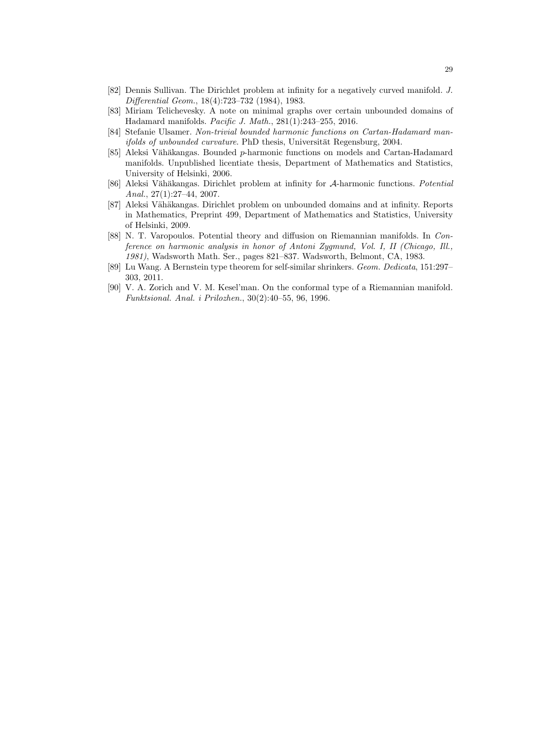[82] Dennis Sullivan. The Dirichlet problem at infinity for a negatively curved manifold. *J. Differential Geom.*, 18(4):723–732 (1984), 1983.

[83] Miriam Telichevesky. A note on minimal graphs over certain unbounded domains of Hadamard manifolds. *Pacific J. Math.*, 281(1):243–255, 2016.

[84] Stefanie Ulsamer. *Non-trivial bounded harmonic functions on Cartan-Hadamard manifolds of unbounded curvature*. PhD thesis, Universität Regensburg, 2004.

[85] Aleksi Vähäkangas. Bounded $p$-harmonic functions on models and Cartan-Hadamard manifolds. Unpublished licentiate thesis, Department of Mathematics and Statistics, University of Helsinki, 2006.

[86] Aleksi Vähäkangas. Dirichlet problem at infinity for $\mathcal{A}$-harmonic functions. *Potential Anal.*, 27(1):27–44, 2007.

[87] Aleksi Vähäkangas. Dirichlet problem on unbounded domains and at infinity. Reports in Mathematics, Preprint 499, Department of Mathematics and Statistics, University of Helsinki, 2009.

[88] N. T. Varopoulos. Potential theory and diffusion on Riemannian manifolds. In *Conference on harmonic analysis in honor of Antoni Zygmund, Vol. I, II (Chicago, Ill., 1981)*, Wadsworth Math. Ser., pages 821–837. Wadsworth, Belmont, CA, 1983.

[89] Lu Wang. A Bernstein type theorem for self-similar shrinkers. *Geom. Dedicata*, 151:297–303, 2011.

[90] V. A. Zorich and V. M. Kesel'man. On the conformal type of a Riemannian manifold. *Funktsional. Anal. i Prilozhen.*, 30(2):40–55, 96, 1996.